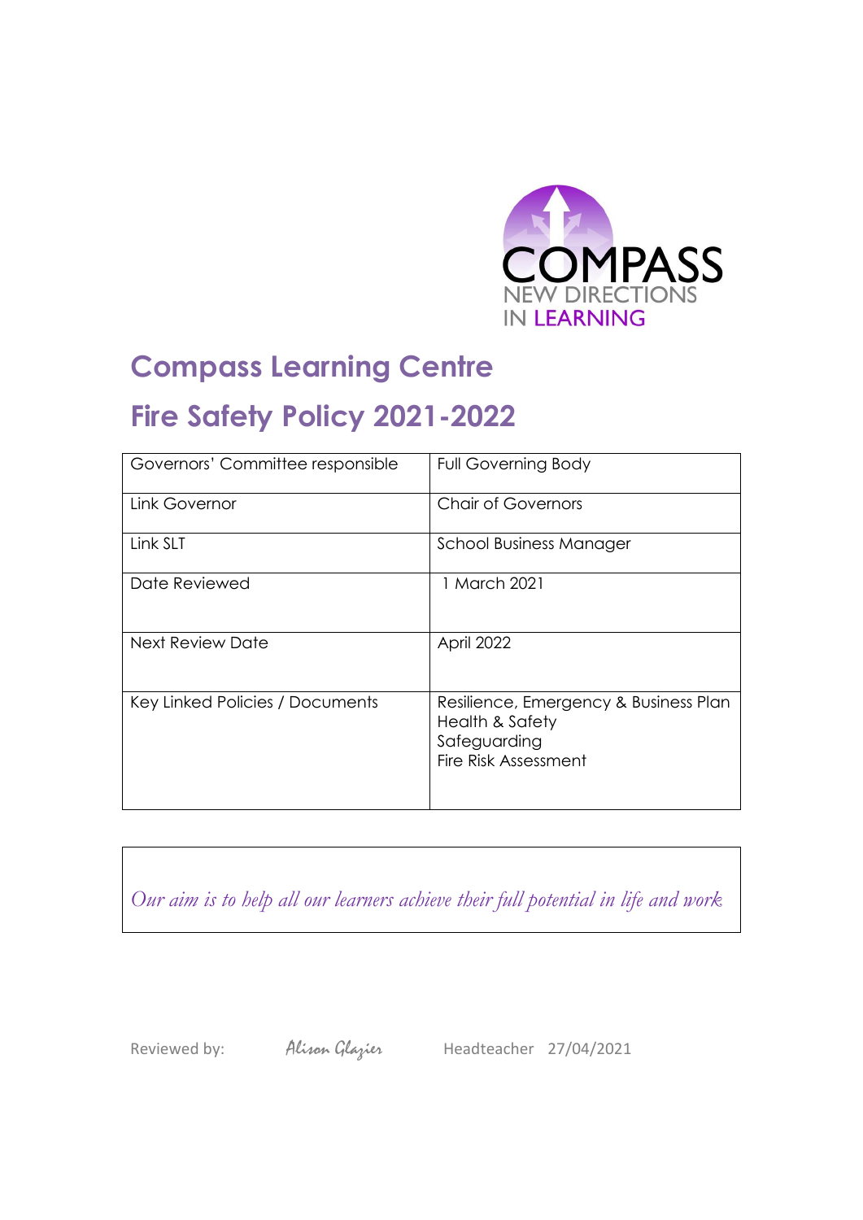COMPASS
NEW DIRECTIONS
IN LEARNING

# Compass Learning Centre

# Fire Safety Policy 2021-2022

| Governors' Committee responsible | Full Governing Body |
|---|---|
| Link Governor | Chair of Governors |
| Link SLT | School Business Manager |
| Date Reviewed | 1 March 2021 |
| Next Review Date | April 2022 |
| Key Linked Policies / Documents | Resilience, Emergency & Business Plan<br>Health & Safety<br>Safeguarding<br>Fire Risk Assessment |

*Our aim is to help all our learners achieve their full potential in life and work*

Reviewed by: *Alison Glazier* Headteacher 27/04/2021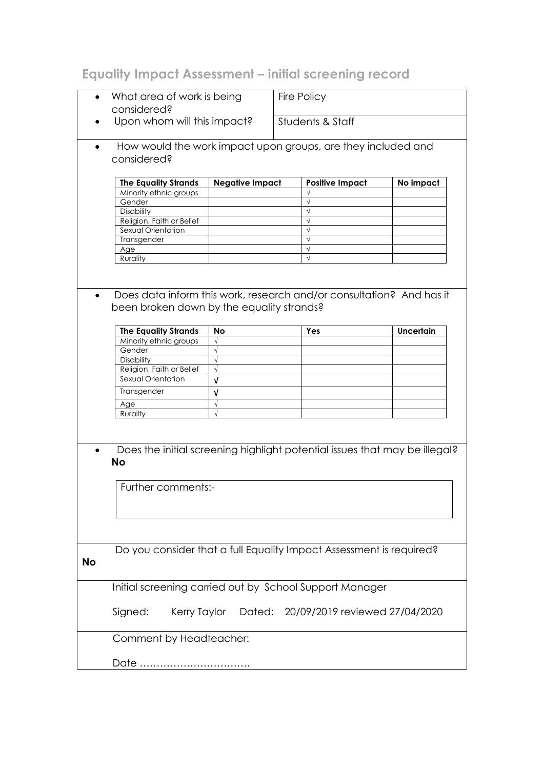## Equality Impact Assessment – initial screening record

- What area of work is being considered? Fire Policy
- Upon whom will this impact? Students & Staff

- How would the work impact upon groups, are they included and considered?

| The Equality Strands | Negative Impact | Positive Impact | No impact |
|---|---|---|---|
| Minority ethnic groups | | √ | |
| Gender | | √ | |
| Disability | | √ | |
| Religion, Faith or Belief | | √ | |
| Sexual Orientation | | √ | |
| Transgender | | √ | |
| Age | | √ | |
| Rurality | | √ | |

- Does data inform this work, research and/or consultation? And has it been broken down by the equality strands?

| The Equality Strands | No | Yes | Uncertain |
|---|---|---|---|
| Minority ethnic groups | √ | | |
| Gender | √ | | |
| Disability | √ | | |
| Religion, Faith or Belief | √ | | |
| Sexual Orientation | √ | | |
| Transgender | √ | | |
| Age | √ | | |
| Rurality | √ | | |

- Does the initial screening highlight potential issues that may be illegal?

**No**

Further comments:-

Do you consider that a full Equality Impact Assessment is required?

**No**

Initial screening carried out by School Support Manager

Signed: Kerry Taylor Dated: 20/09/2019 reviewed 27/04/2020

Comment by Headteacher:

Date ……………………………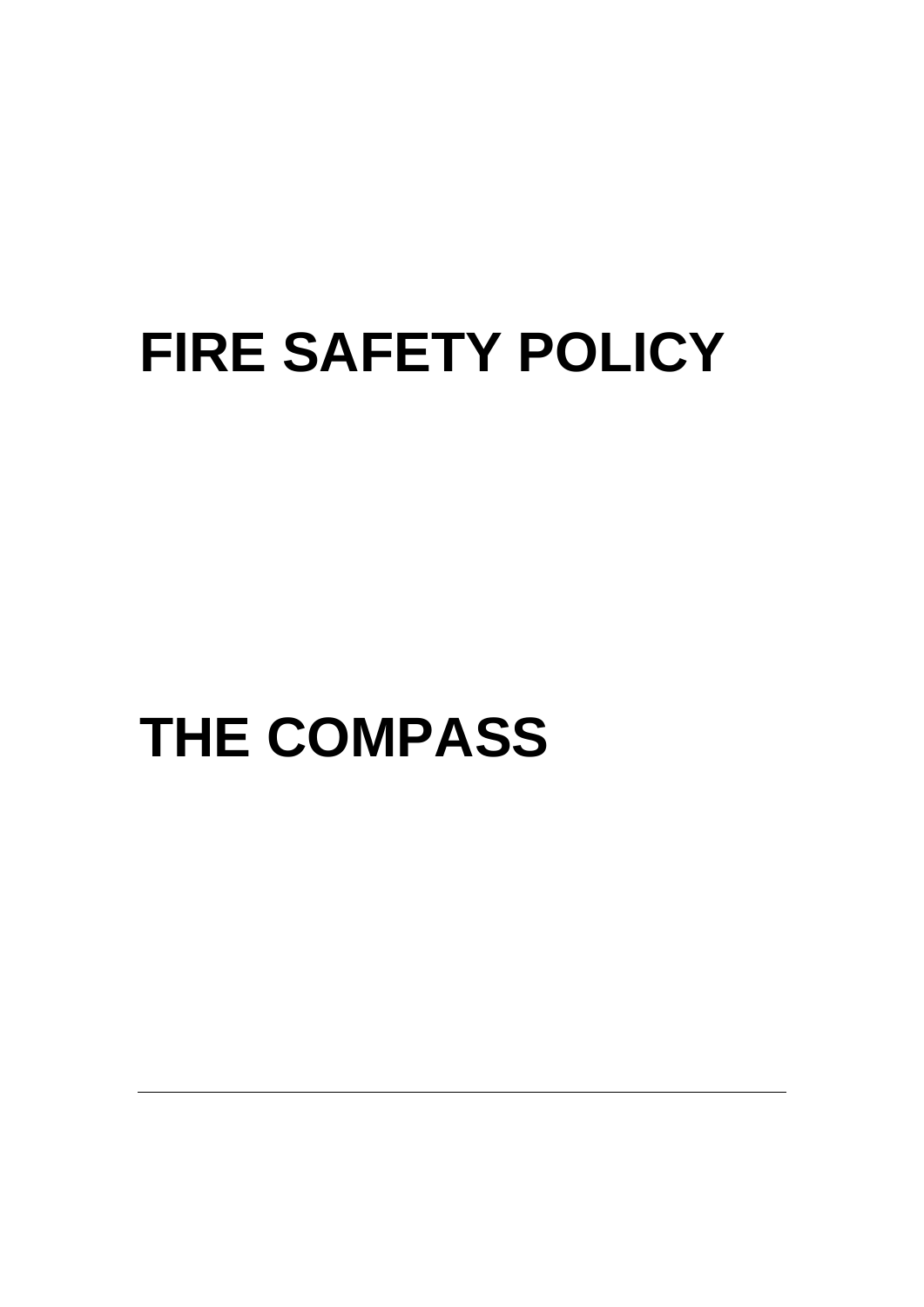# FIRE SAFETY POLICY

# THE COMPASS

---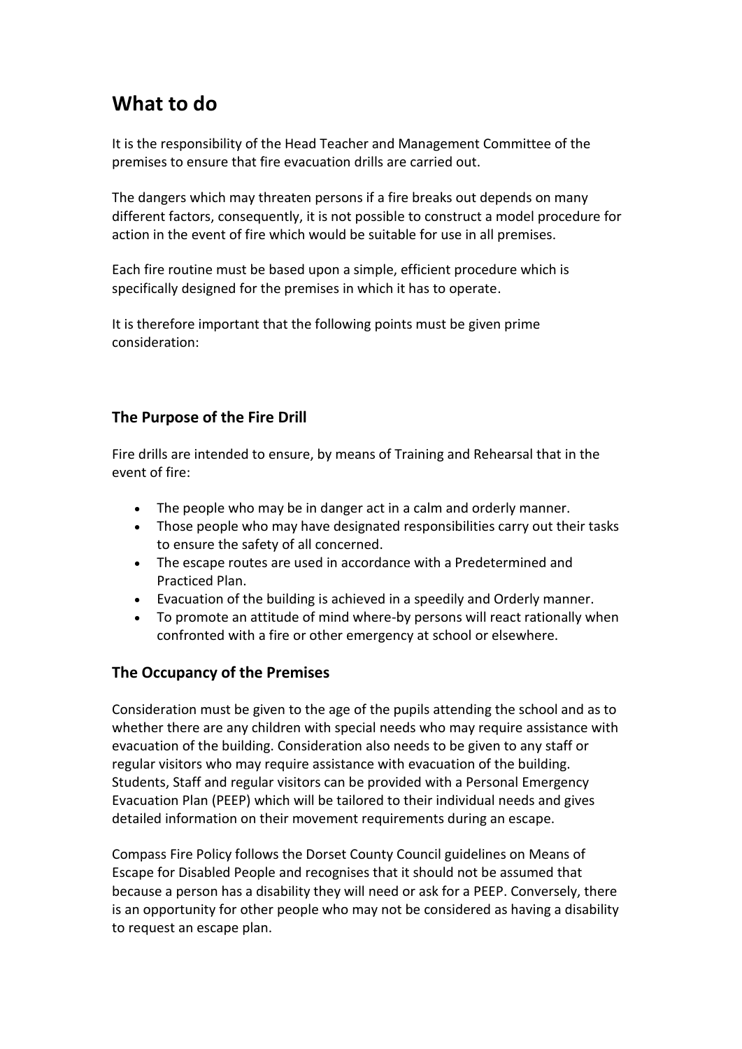# What to do

It is the responsibility of the Head Teacher and Management Committee of the premises to ensure that fire evacuation drills are carried out.

The dangers which may threaten persons if a fire breaks out depends on many different factors, consequently, it is not possible to construct a model procedure for action in the event of fire which would be suitable for use in all premises.

Each fire routine must be based upon a simple, efficient procedure which is specifically designed for the premises in which it has to operate.

It is therefore important that the following points must be given prime consideration:

## The Purpose of the Fire Drill

Fire drills are intended to ensure, by means of Training and Rehearsal that in the event of fire:

- The people who may be in danger act in a calm and orderly manner.
- Those people who may have designated responsibilities carry out their tasks to ensure the safety of all concerned.
- The escape routes are used in accordance with a Predetermined and Practiced Plan.
- Evacuation of the building is achieved in a speedily and Orderly manner.
- To promote an attitude of mind where-by persons will react rationally when confronted with a fire or other emergency at school or elsewhere.

## The Occupancy of the Premises

Consideration must be given to the age of the pupils attending the school and as to whether there are any children with special needs who may require assistance with evacuation of the building. Consideration also needs to be given to any staff or regular visitors who may require assistance with evacuation of the building. Students, Staff and regular visitors can be provided with a Personal Emergency Evacuation Plan (PEEP) which will be tailored to their individual needs and gives detailed information on their movement requirements during an escape.

Compass Fire Policy follows the Dorset County Council guidelines on Means of Escape for Disabled People and recognises that it should not be assumed that because a person has a disability they will need or ask for a PEEP. Conversely, there is an opportunity for other people who may not be considered as having a disability to request an escape plan.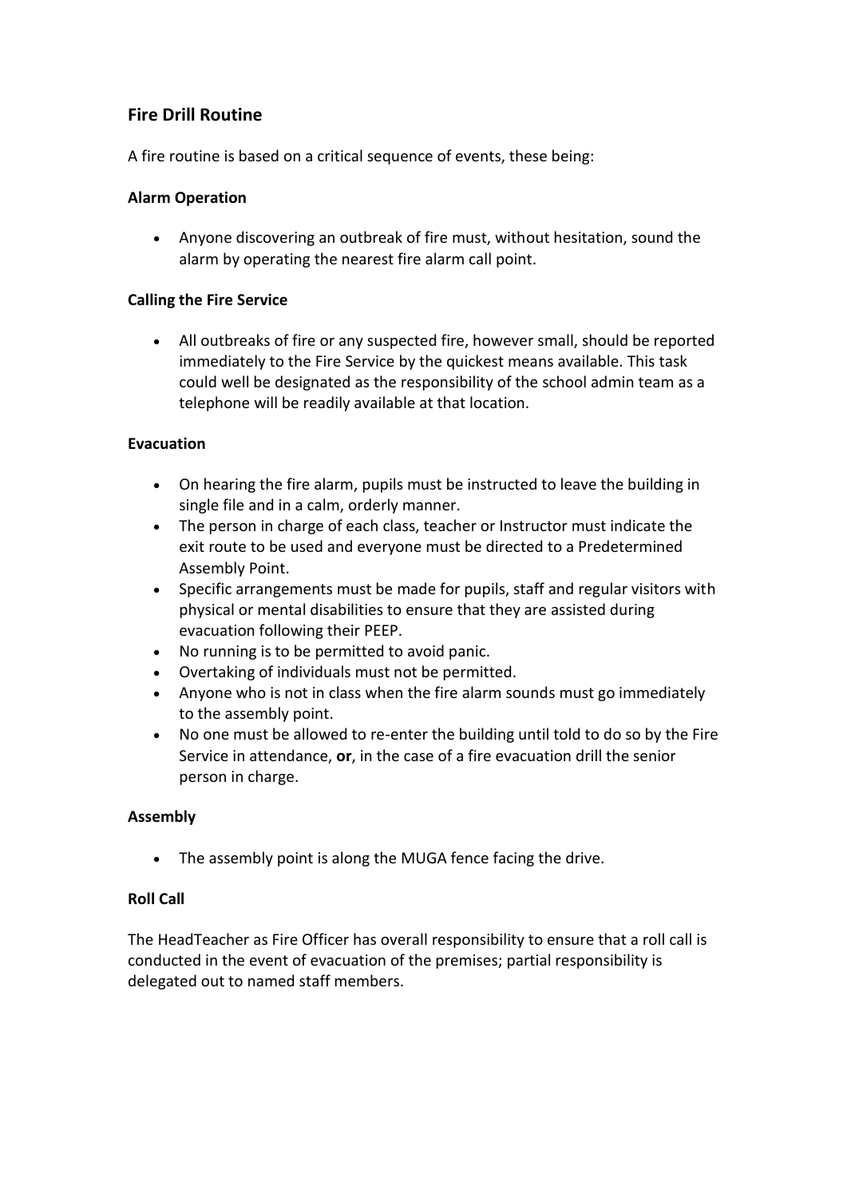## Fire Drill Routine

A fire routine is based on a critical sequence of events, these being:

### Alarm Operation

- Anyone discovering an outbreak of fire must, without hesitation, sound the alarm by operating the nearest fire alarm call point.

### Calling the Fire Service

- All outbreaks of fire or any suspected fire, however small, should be reported immediately to the Fire Service by the quickest means available. This task could well be designated as the responsibility of the school admin team as a telephone will be readily available at that location.

### Evacuation

- On hearing the fire alarm, pupils must be instructed to leave the building in single file and in a calm, orderly manner.
- The person in charge of each class, teacher or Instructor must indicate the exit route to be used and everyone must be directed to a Predetermined Assembly Point.
- Specific arrangements must be made for pupils, staff and regular visitors with physical or mental disabilities to ensure that they are assisted during evacuation following their PEEP.
- No running is to be permitted to avoid panic.
- Overtaking of individuals must not be permitted.
- Anyone who is not in class when the fire alarm sounds must go immediately to the assembly point.
- No one must be allowed to re-enter the building until told to do so by the Fire Service in attendance, **or**, in the case of a fire evacuation drill the senior person in charge.

### Assembly

- The assembly point is along the MUGA fence facing the drive.

### Roll Call

The HeadTeacher as Fire Officer has overall responsibility to ensure that a roll call is conducted in the event of evacuation of the premises; partial responsibility is delegated out to named staff members.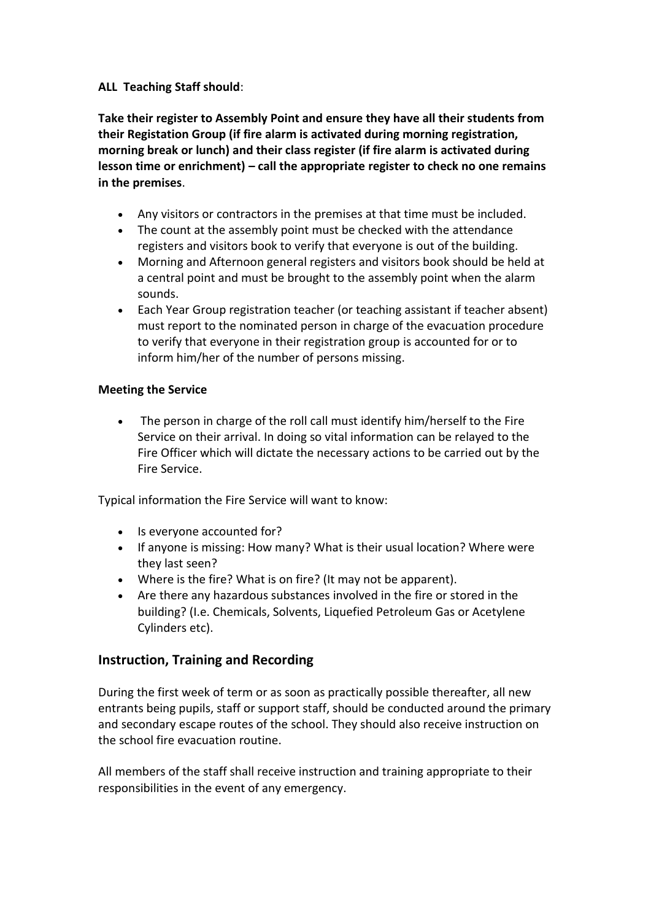**ALL Teaching Staff should**:

**Take their register to Assembly Point and ensure they have all their students from their Registation Group (if fire alarm is activated during morning registration, morning break or lunch) and their class register (if fire alarm is activated during lesson time or enrichment) – call the appropriate register to check no one remains in the premises**.

- Any visitors or contractors in the premises at that time must be included.
- The count at the assembly point must be checked with the attendance registers and visitors book to verify that everyone is out of the building.
- Morning and Afternoon general registers and visitors book should be held at a central point and must be brought to the assembly point when the alarm sounds.
- Each Year Group registration teacher (or teaching assistant if teacher absent) must report to the nominated person in charge of the evacuation procedure to verify that everyone in their registration group is accounted for or to inform him/her of the number of persons missing.

**Meeting the Service**

- The person in charge of the roll call must identify him/herself to the Fire Service on their arrival. In doing so vital information can be relayed to the Fire Officer which will dictate the necessary actions to be carried out by the Fire Service.

Typical information the Fire Service will want to know:

- Is everyone accounted for?
- If anyone is missing: How many? What is their usual location? Where were they last seen?
- Where is the fire? What is on fire? (It may not be apparent).
- Are there any hazardous substances involved in the fire or stored in the building? (I.e. Chemicals, Solvents, Liquefied Petroleum Gas or Acetylene Cylinders etc).

## Instruction, Training and Recording

During the first week of term or as soon as practically possible thereafter, all new entrants being pupils, staff or support staff, should be conducted around the primary and secondary escape routes of the school. They should also receive instruction on the school fire evacuation routine.

All members of the staff shall receive instruction and training appropriate to their responsibilities in the event of any emergency.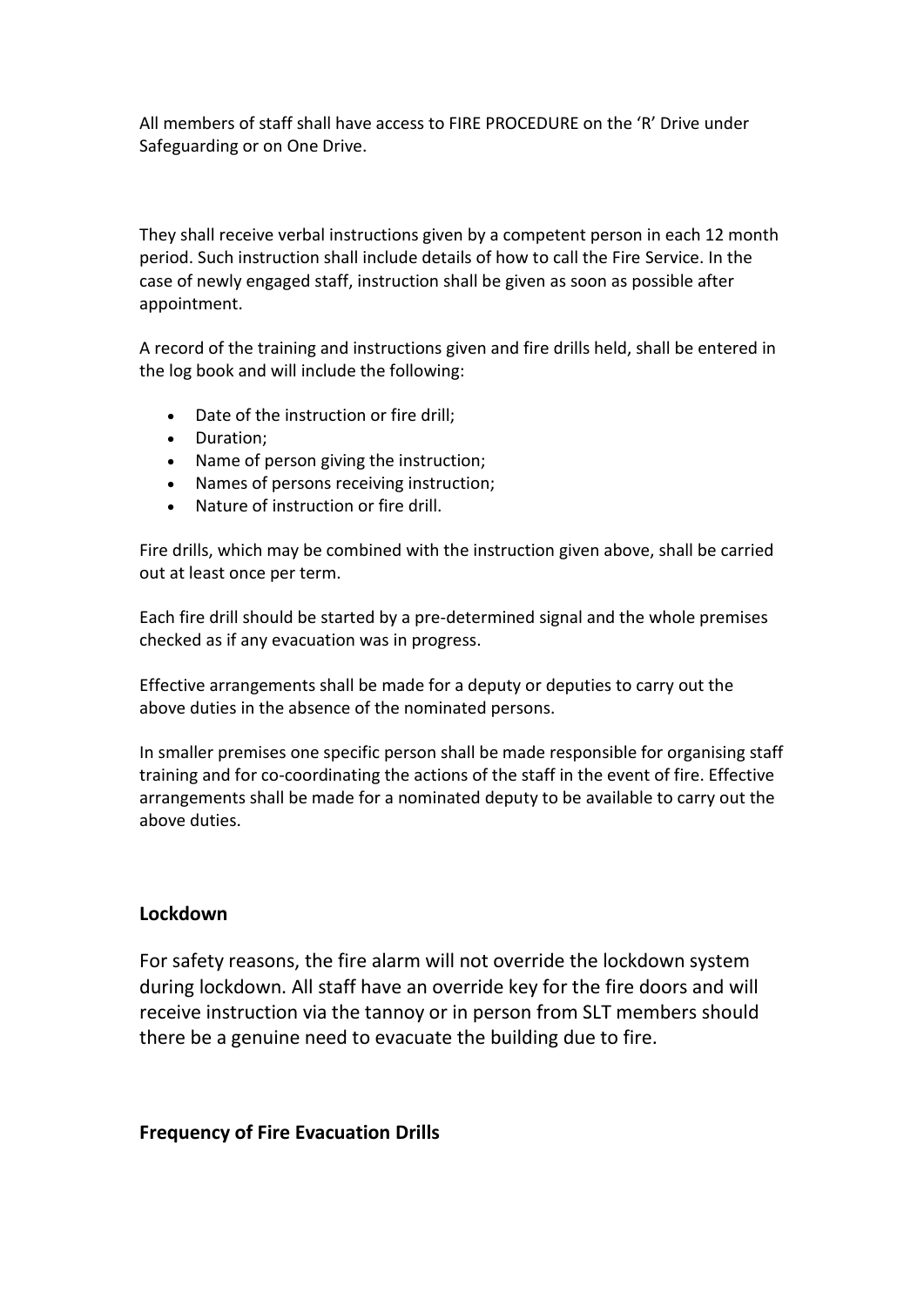All members of staff shall have access to FIRE PROCEDURE on the 'R' Drive under Safeguarding or on One Drive.

They shall receive verbal instructions given by a competent person in each 12 month period. Such instruction shall include details of how to call the Fire Service. In the case of newly engaged staff, instruction shall be given as soon as possible after appointment.

A record of the training and instructions given and fire drills held, shall be entered in the log book and will include the following:

- Date of the instruction or fire drill;
- Duration;
- Name of person giving the instruction;
- Names of persons receiving instruction;
- Nature of instruction or fire drill.

Fire drills, which may be combined with the instruction given above, shall be carried out at least once per term.

Each fire drill should be started by a pre-determined signal and the whole premises checked as if any evacuation was in progress.

Effective arrangements shall be made for a deputy or deputies to carry out the above duties in the absence of the nominated persons.

In smaller premises one specific person shall be made responsible for organising staff training and for co-coordinating the actions of the staff in the event of fire. Effective arrangements shall be made for a nominated deputy to be available to carry out the above duties.

## Lockdown

For safety reasons, the fire alarm will not override the lockdown system during lockdown. All staff have an override key for the fire doors and will receive instruction via the tannoy or in person from SLT members should there be a genuine need to evacuate the building due to fire.

## Frequency of Fire Evacuation Drills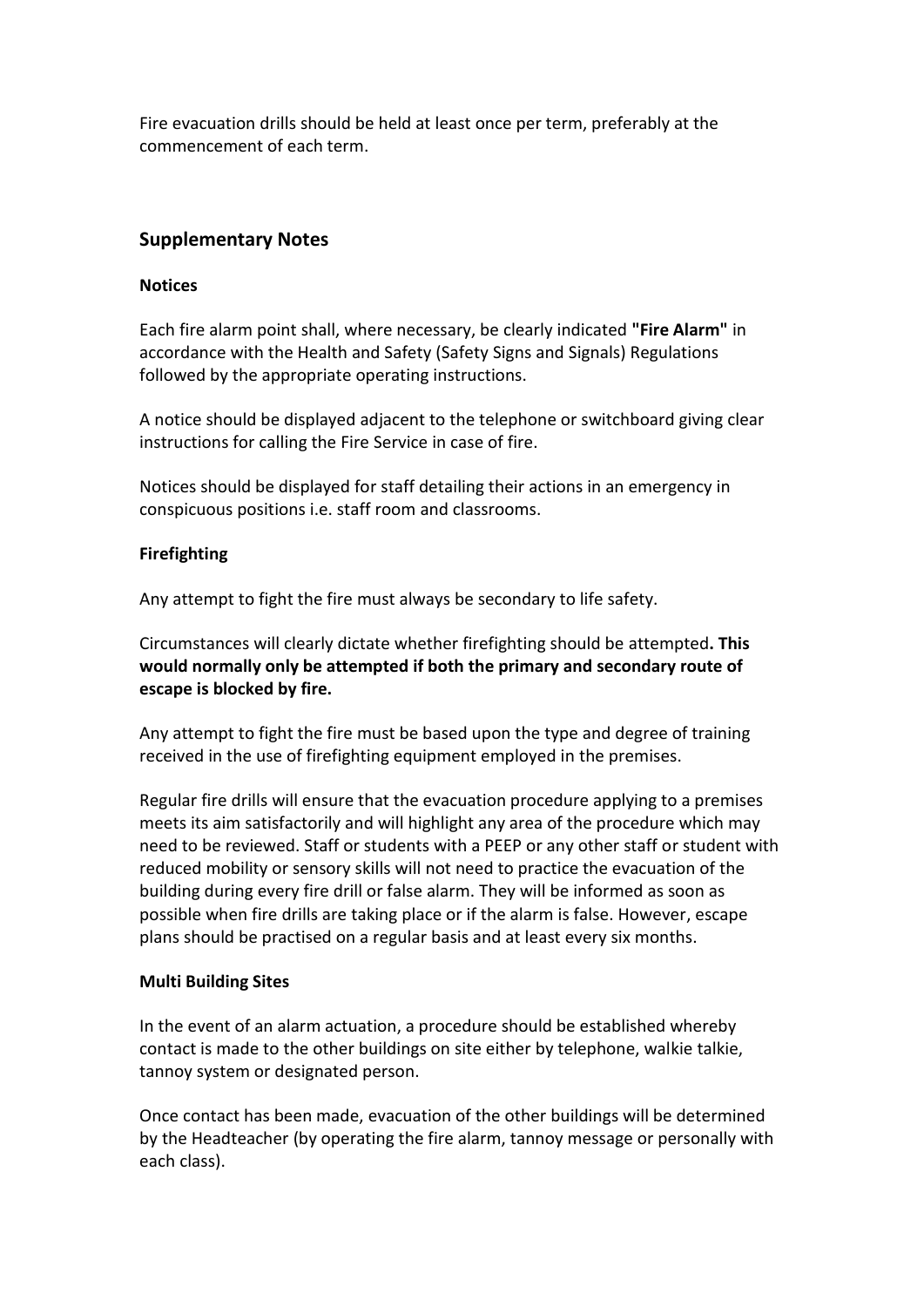Fire evacuation drills should be held at least once per term, preferably at the commencement of each term.

## Supplementary Notes

### Notices

Each fire alarm point shall, where necessary, be clearly indicated **"Fire Alarm"** in accordance with the Health and Safety (Safety Signs and Signals) Regulations followed by the appropriate operating instructions.

A notice should be displayed adjacent to the telephone or switchboard giving clear instructions for calling the Fire Service in case of fire.

Notices should be displayed for staff detailing their actions in an emergency in conspicuous positions i.e. staff room and classrooms.

### Firefighting

Any attempt to fight the fire must always be secondary to life safety.

Circumstances will clearly dictate whether firefighting should be attempted**. This would normally only be attempted if both the primary and secondary route of escape is blocked by fire.**

Any attempt to fight the fire must be based upon the type and degree of training received in the use of firefighting equipment employed in the premises.

Regular fire drills will ensure that the evacuation procedure applying to a premises meets its aim satisfactorily and will highlight any area of the procedure which may need to be reviewed. Staff or students with a PEEP or any other staff or student with reduced mobility or sensory skills will not need to practice the evacuation of the building during every fire drill or false alarm. They will be informed as soon as possible when fire drills are taking place or if the alarm is false. However, escape plans should be practised on a regular basis and at least every six months.

### Multi Building Sites

In the event of an alarm actuation, a procedure should be established whereby contact is made to the other buildings on site either by telephone, walkie talkie, tannoy system or designated person.

Once contact has been made, evacuation of the other buildings will be determined by the Headteacher (by operating the fire alarm, tannoy message or personally with each class).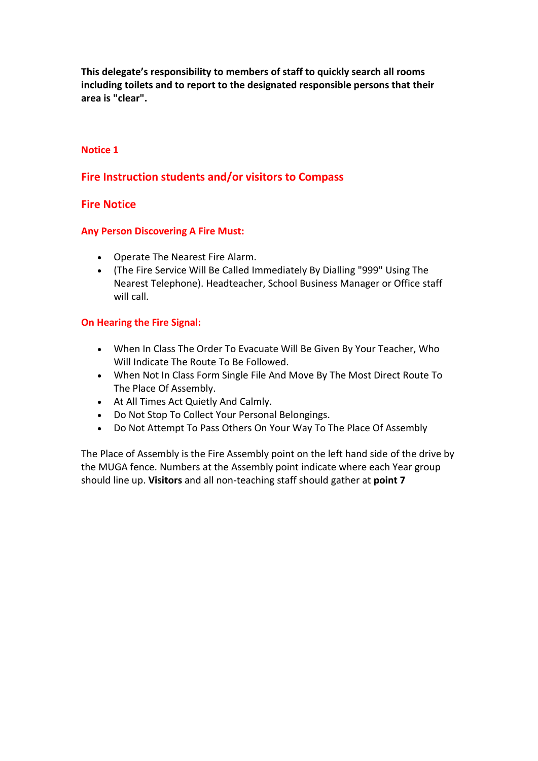**This delegate's responsibility to members of staff to quickly search all rooms including toilets and to report to the designated responsible persons that their area is "clear".**

**Notice 1**

## Fire Instruction students and/or visitors to Compass

## Fire Notice

### Any Person Discovering A Fire Must:

- Operate The Nearest Fire Alarm.
- (The Fire Service Will Be Called Immediately By Dialling "999" Using The Nearest Telephone). Headteacher, School Business Manager or Office staff will call.

### On Hearing the Fire Signal:

- When In Class The Order To Evacuate Will Be Given By Your Teacher, Who Will Indicate The Route To Be Followed.
- When Not In Class Form Single File And Move By The Most Direct Route To The Place Of Assembly.
- At All Times Act Quietly And Calmly.
- Do Not Stop To Collect Your Personal Belongings.
- Do Not Attempt To Pass Others On Your Way To The Place Of Assembly

The Place of Assembly is the Fire Assembly point on the left hand side of the drive by the MUGA fence. Numbers at the Assembly point indicate where each Year group should line up. **Visitors** and all non-teaching staff should gather at **point 7**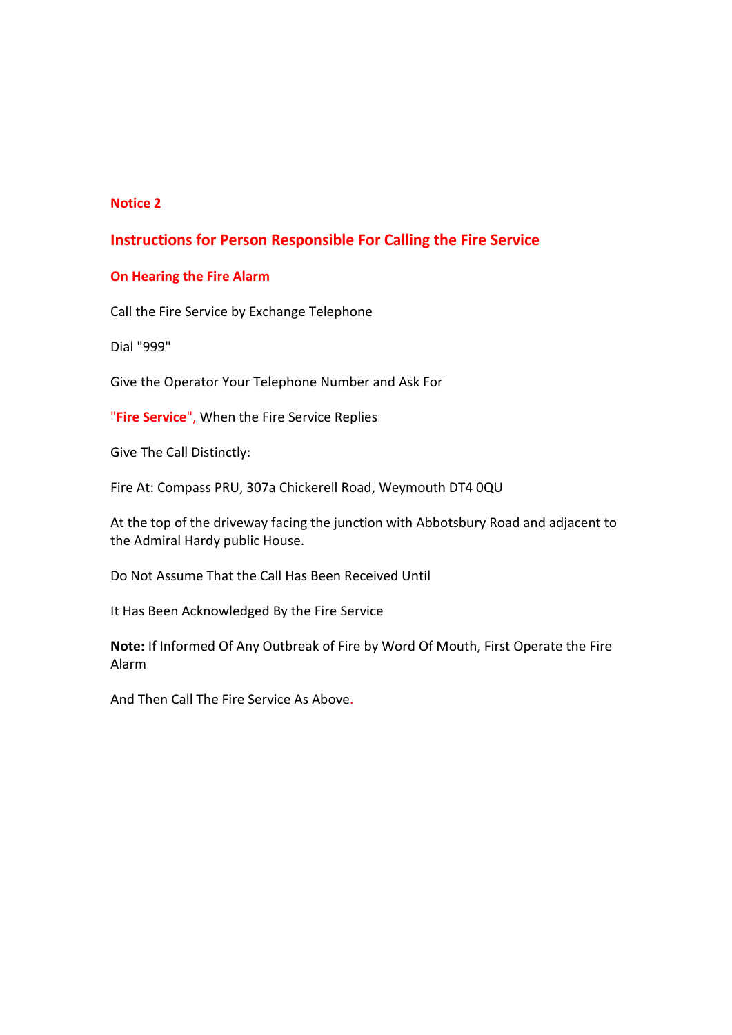## Notice 2

## Instructions for Person Responsible For Calling the Fire Service

### On Hearing the Fire Alarm

Call the Fire Service by Exchange Telephone

Dial "999"

Give the Operator Your Telephone Number and Ask For

**"Fire Service"**, When the Fire Service Replies

Give The Call Distinctly:

Fire At: Compass PRU, 307a Chickerell Road, Weymouth DT4 0QU

At the top of the driveway facing the junction with Abbotsbury Road and adjacent to the Admiral Hardy public House.

Do Not Assume That the Call Has Been Received Until

It Has Been Acknowledged By the Fire Service

**Note:** If Informed Of Any Outbreak of Fire by Word Of Mouth, First Operate the Fire Alarm

And Then Call The Fire Service As Above.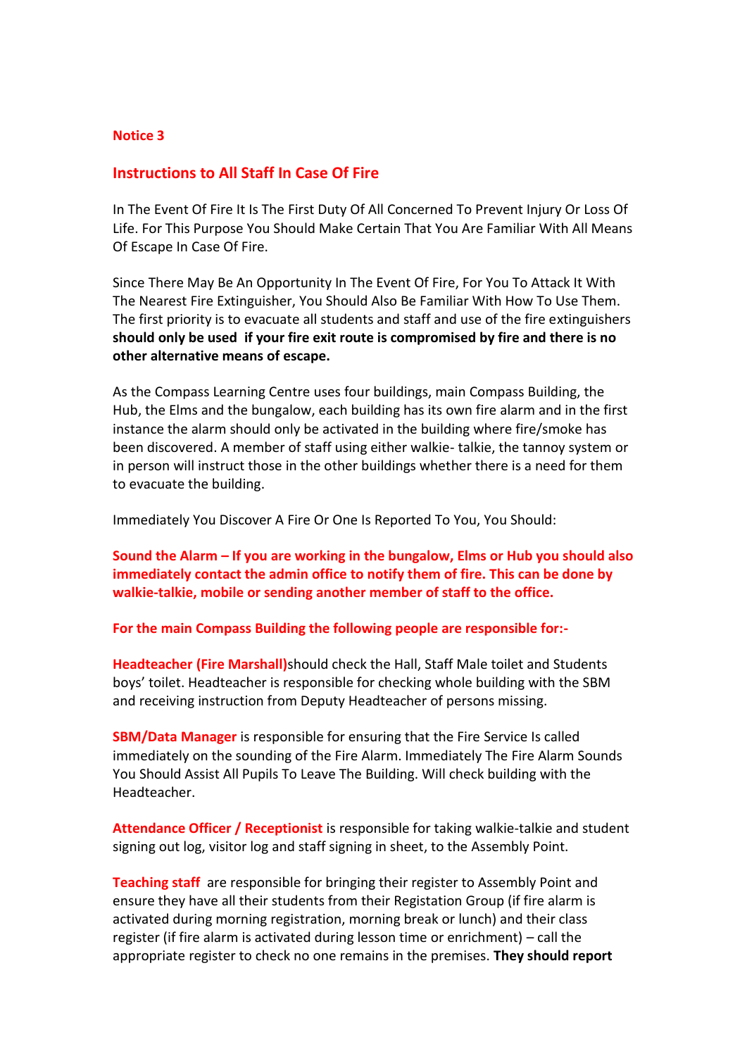**Notice 3**

## Instructions to All Staff In Case Of Fire

In The Event Of Fire It Is The First Duty Of All Concerned To Prevent Injury Or Loss Of Life. For This Purpose You Should Make Certain That You Are Familiar With All Means Of Escape In Case Of Fire.

Since There May Be An Opportunity In The Event Of Fire, For You To Attack It With The Nearest Fire Extinguisher, You Should Also Be Familiar With How To Use Them. The first priority is to evacuate all students and staff and use of the fire extinguishers **should only be used if your fire exit route is compromised by fire and there is no other alternative means of escape.**

As the Compass Learning Centre uses four buildings, main Compass Building, the Hub, the Elms and the bungalow, each building has its own fire alarm and in the first instance the alarm should only be activated in the building where fire/smoke has been discovered. A member of staff using either walkie- talkie, the tannoy system or in person will instruct those in the other buildings whether there is a need for them to evacuate the building.

Immediately You Discover A Fire Or One Is Reported To You, You Should:

**Sound the Alarm – If you are working in the bungalow, Elms or Hub you should also immediately contact the admin office to notify them of fire. This can be done by walkie-talkie, mobile or sending another member of staff to the office.**

**For the main Compass Building the following people are responsible for:-**

**Headteacher (Fire Marshall)** should check the Hall, Staff Male toilet and Students boys' toilet. Headteacher is responsible for checking whole building with the SBM and receiving instruction from Deputy Headteacher of persons missing.

**SBM/Data Manager** is responsible for ensuring that the Fire Service Is called immediately on the sounding of the Fire Alarm. Immediately The Fire Alarm Sounds You Should Assist All Pupils To Leave The Building. Will check building with the Headteacher.

**Attendance Officer / Receptionist** is responsible for taking walkie-talkie and student signing out log, visitor log and staff signing in sheet, to the Assembly Point.

**Teaching staff** are responsible for bringing their register to Assembly Point and ensure they have all their students from their Registation Group (if fire alarm is activated during morning registration, morning break or lunch) and their class register (if fire alarm is activated during lesson time or enrichment) – call the appropriate register to check no one remains in the premises. **They should report**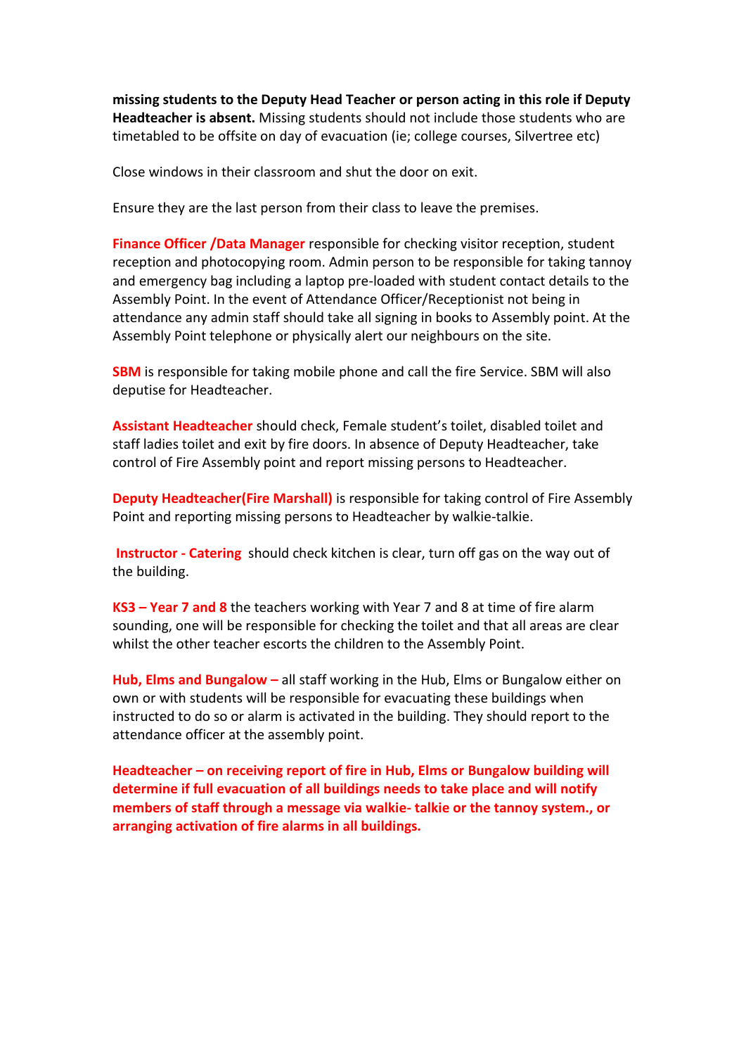**missing students to the Deputy Head Teacher or person acting in this role if Deputy Headteacher is absent.** Missing students should not include those students who are timetabled to be offsite on day of evacuation (ie; college courses, Silvertree etc)

Close windows in their classroom and shut the door on exit.

Ensure they are the last person from their class to leave the premises.

**Finance Officer /Data Manager** responsible for checking visitor reception, student reception and photocopying room. Admin person to be responsible for taking tannoy and emergency bag including a laptop pre-loaded with student contact details to the Assembly Point. In the event of Attendance Officer/Receptionist not being in attendance any admin staff should take all signing in books to Assembly point. At the Assembly Point telephone or physically alert our neighbours on the site.

**SBM** is responsible for taking mobile phone and call the fire Service. SBM will also deputise for Headteacher.

**Assistant Headteacher** should check, Female student's toilet, disabled toilet and staff ladies toilet and exit by fire doors. In absence of Deputy Headteacher, take control of Fire Assembly point and report missing persons to Headteacher.

**Deputy Headteacher(Fire Marshall)** is responsible for taking control of Fire Assembly Point and reporting missing persons to Headteacher by walkie-talkie.

**Instructor - Catering** should check kitchen is clear, turn off gas on the way out of the building.

**KS3 – Year 7 and 8** the teachers working with Year 7 and 8 at time of fire alarm sounding, one will be responsible for checking the toilet and that all areas are clear whilst the other teacher escorts the children to the Assembly Point.

**Hub, Elms and Bungalow –** all staff working in the Hub, Elms or Bungalow either on own or with students will be responsible for evacuating these buildings when instructed to do so or alarm is activated in the building. They should report to the attendance officer at the assembly point.

**Headteacher – on receiving report of fire in Hub, Elms or Bungalow building will determine if full evacuation of all buildings needs to take place and will notify members of staff through a message via walkie- talkie or the tannoy system., or arranging activation of fire alarms in all buildings.**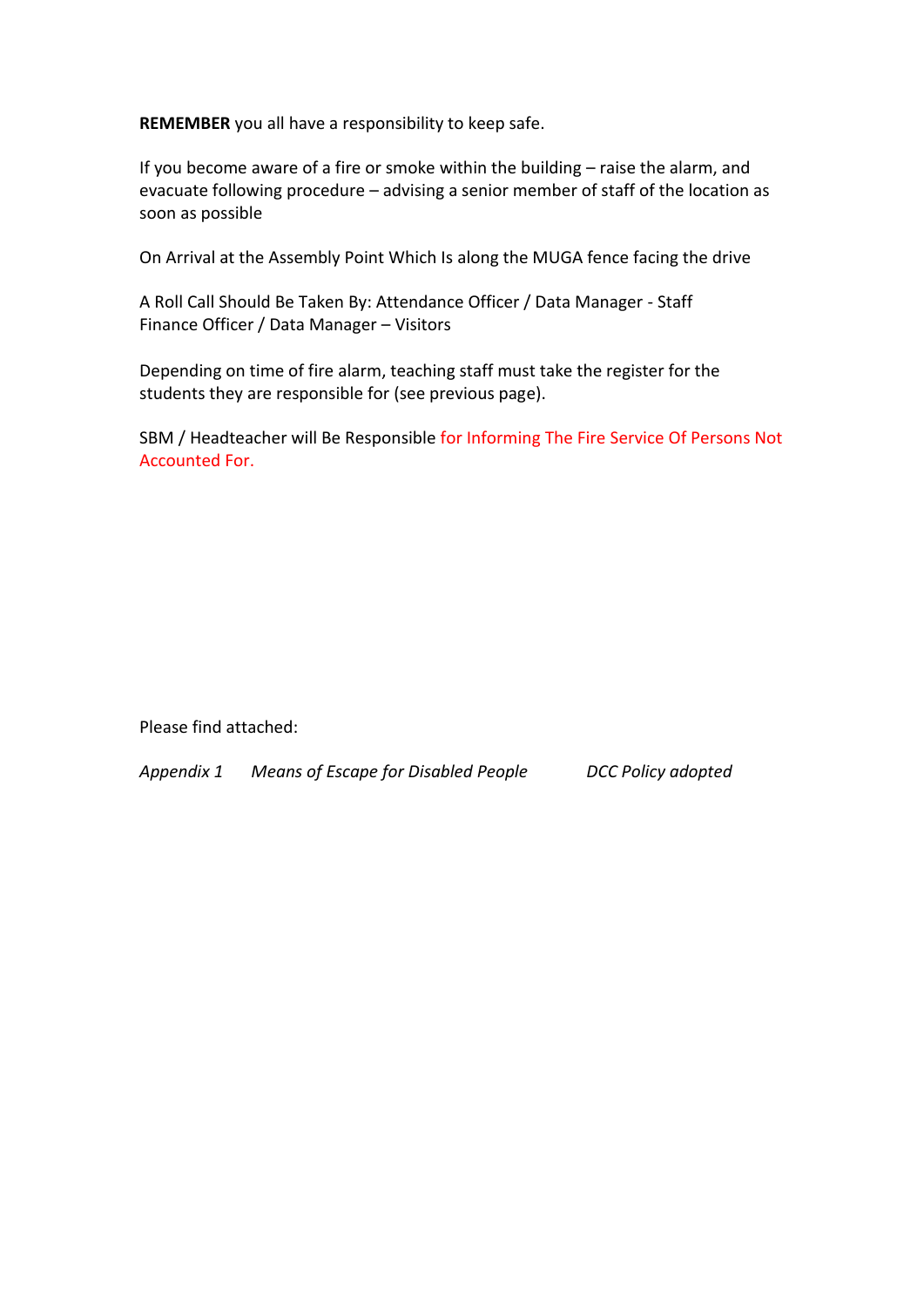**REMEMBER** you all have a responsibility to keep safe.

If you become aware of a fire or smoke within the building – raise the alarm, and evacuate following procedure – advising a senior member of staff of the location as soon as possible

On Arrival at the Assembly Point Which Is along the MUGA fence facing the drive

A Roll Call Should Be Taken By: Attendance Officer / Data Manager - Staff
Finance Officer / Data Manager – Visitors

Depending on time of fire alarm, teaching staff must take the register for the students they are responsible for (see previous page).

SBM / Headteacher will Be Responsible for Informing The Fire Service Of Persons Not Accounted For.

Please find attached:

*Appendix 1* *Means of Escape for Disabled People* *DCC Policy adopted*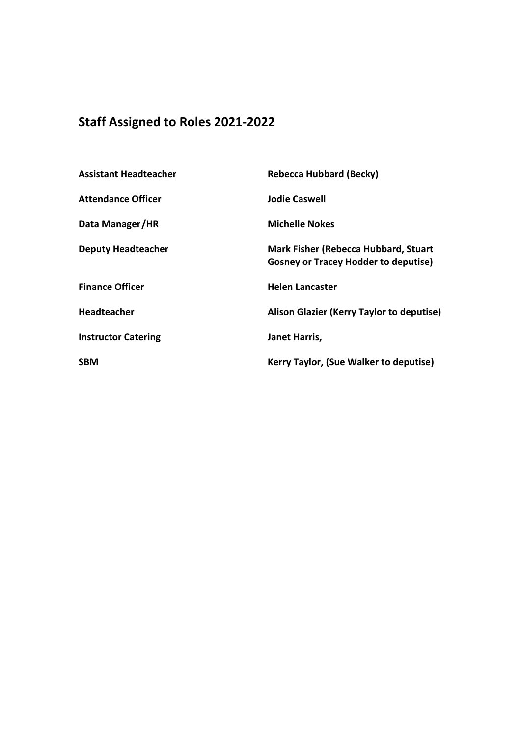## Staff Assigned to Roles 2021-2022

| | |
|---|---|
| **Assistant Headteacher** | **Rebecca Hubbard (Becky)** |
| **Attendance Officer** | **Jodie Caswell** |
| **Data Manager/HR** | **Michelle Nokes** |
| **Deputy Headteacher** | **Mark Fisher (Rebecca Hubbard, Stuart Gosney or Tracey Hodder to deputise)** |
| **Finance Officer** | **Helen Lancaster** |
| **Headteacher** | **Alison Glazier (Kerry Taylor to deputise)** |
| **Instructor Catering** | **Janet Harris,** |
| **SBM** | **Kerry Taylor, (Sue Walker to deputise)** |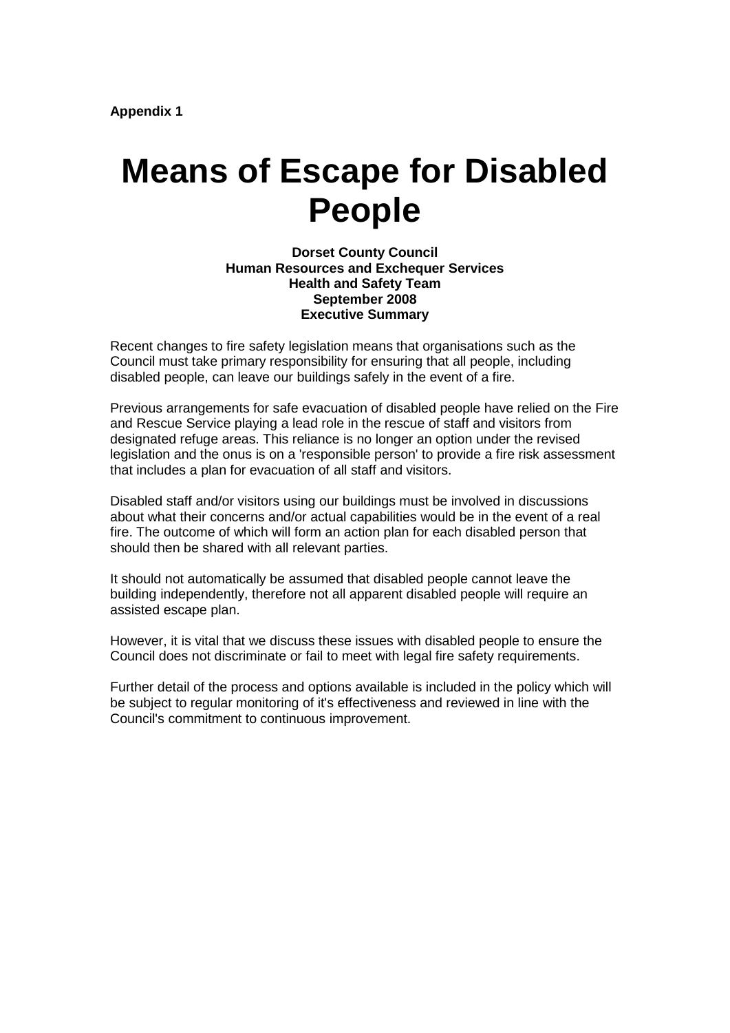**Appendix 1**

# Means of Escape for Disabled People

**Dorset County Council**
**Human Resources and Exchequer Services**
**Health and Safety Team**
**September 2008**
**Executive Summary**

Recent changes to fire safety legislation means that organisations such as the Council must take primary responsibility for ensuring that all people, including disabled people, can leave our buildings safely in the event of a fire.

Previous arrangements for safe evacuation of disabled people have relied on the Fire and Rescue Service playing a lead role in the rescue of staff and visitors from designated refuge areas. This reliance is no longer an option under the revised legislation and the onus is on a 'responsible person' to provide a fire risk assessment that includes a plan for evacuation of all staff and visitors.

Disabled staff and/or visitors using our buildings must be involved in discussions about what their concerns and/or actual capabilities would be in the event of a real fire. The outcome of which will form an action plan for each disabled person that should then be shared with all relevant parties.

It should not automatically be assumed that disabled people cannot leave the building independently, therefore not all apparent disabled people will require an assisted escape plan.

However, it is vital that we discuss these issues with disabled people to ensure the Council does not discriminate or fail to meet with legal fire safety requirements.

Further detail of the process and options available is included in the policy which will be subject to regular monitoring of it's effectiveness and reviewed in line with the Council's commitment to continuous improvement.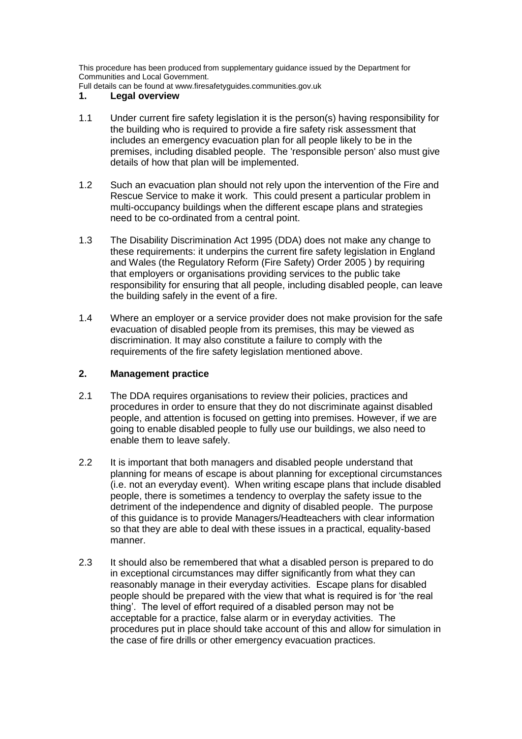This procedure has been produced from supplementary guidance issued by the Department for Communities and Local Government.
Full details can be found at www.firesafetyguides.communities.gov.uk

## 1. Legal overview

1.1 Under current fire safety legislation it is the person(s) having responsibility for the building who is required to provide a fire safety risk assessment that includes an emergency evacuation plan for all people likely to be in the premises, including disabled people. The 'responsible person' also must give details of how that plan will be implemented.

1.2 Such an evacuation plan should not rely upon the intervention of the Fire and Rescue Service to make it work. This could present a particular problem in multi-occupancy buildings when the different escape plans and strategies need to be co-ordinated from a central point.

1.3 The Disability Discrimination Act 1995 (DDA) does not make any change to these requirements: it underpins the current fire safety legislation in England and Wales (the Regulatory Reform (Fire Safety) Order 2005 ) by requiring that employers or organisations providing services to the public take responsibility for ensuring that all people, including disabled people, can leave the building safely in the event of a fire.

1.4 Where an employer or a service provider does not make provision for the safe evacuation of disabled people from its premises, this may be viewed as discrimination. It may also constitute a failure to comply with the requirements of the fire safety legislation mentioned above.

## 2. Management practice

2.1 The DDA requires organisations to review their policies, practices and procedures in order to ensure that they do not discriminate against disabled people, and attention is focused on getting into premises. However, if we are going to enable disabled people to fully use our buildings, we also need to enable them to leave safely.

2.2 It is important that both managers and disabled people understand that planning for means of escape is about planning for exceptional circumstances (i.e. not an everyday event). When writing escape plans that include disabled people, there is sometimes a tendency to overplay the safety issue to the detriment of the independence and dignity of disabled people. The purpose of this guidance is to provide Managers/Headteachers with clear information so that they are able to deal with these issues in a practical, equality-based manner.

2.3 It should also be remembered that what a disabled person is prepared to do in exceptional circumstances may differ significantly from what they can reasonably manage in their everyday activities. Escape plans for disabled people should be prepared with the view that what is required is for 'the real thing'. The level of effort required of a disabled person may not be acceptable for a practice, false alarm or in everyday activities. The procedures put in place should take account of this and allow for simulation in the case of fire drills or other emergency evacuation practices.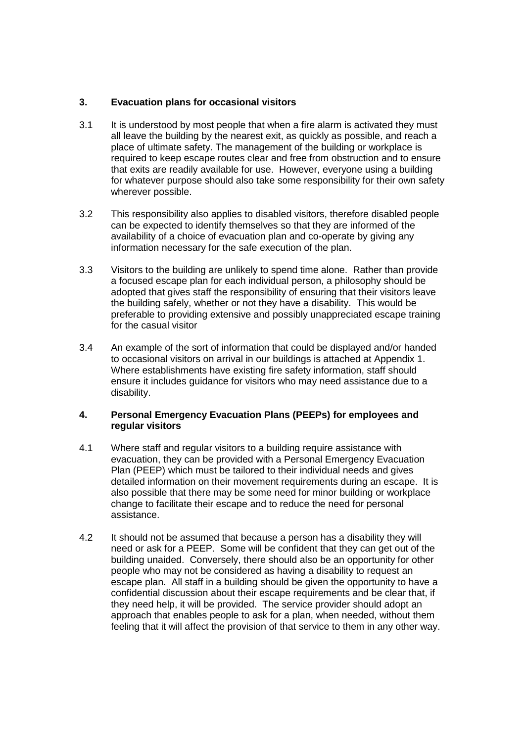## 3. Evacuation plans for occasional visitors

3.1 It is understood by most people that when a fire alarm is activated they must all leave the building by the nearest exit, as quickly as possible, and reach a place of ultimate safety. The management of the building or workplace is required to keep escape routes clear and free from obstruction and to ensure that exits are readily available for use. However, everyone using a building for whatever purpose should also take some responsibility for their own safety wherever possible.

3.2 This responsibility also applies to disabled visitors, therefore disabled people can be expected to identify themselves so that they are informed of the availability of a choice of evacuation plan and co-operate by giving any information necessary for the safe execution of the plan.

3.3 Visitors to the building are unlikely to spend time alone. Rather than provide a focused escape plan for each individual person, a philosophy should be adopted that gives staff the responsibility of ensuring that their visitors leave the building safely, whether or not they have a disability. This would be preferable to providing extensive and possibly unappreciated escape training for the casual visitor

3.4 An example of the sort of information that could be displayed and/or handed to occasional visitors on arrival in our buildings is attached at Appendix 1. Where establishments have existing fire safety information, staff should ensure it includes guidance for visitors who may need assistance due to a disability.

## 4. Personal Emergency Evacuation Plans (PEEPs) for employees and regular visitors

4.1 Where staff and regular visitors to a building require assistance with evacuation, they can be provided with a Personal Emergency Evacuation Plan (PEEP) which must be tailored to their individual needs and gives detailed information on their movement requirements during an escape. It is also possible that there may be some need for minor building or workplace change to facilitate their escape and to reduce the need for personal assistance.

4.2 It should not be assumed that because a person has a disability they will need or ask for a PEEP. Some will be confident that they can get out of the building unaided. Conversely, there should also be an opportunity for other people who may not be considered as having a disability to request an escape plan. All staff in a building should be given the opportunity to have a confidential discussion about their escape requirements and be clear that, if they need help, it will be provided. The service provider should adopt an approach that enables people to ask for a plan, when needed, without them feeling that it will affect the provision of that service to them in any other way.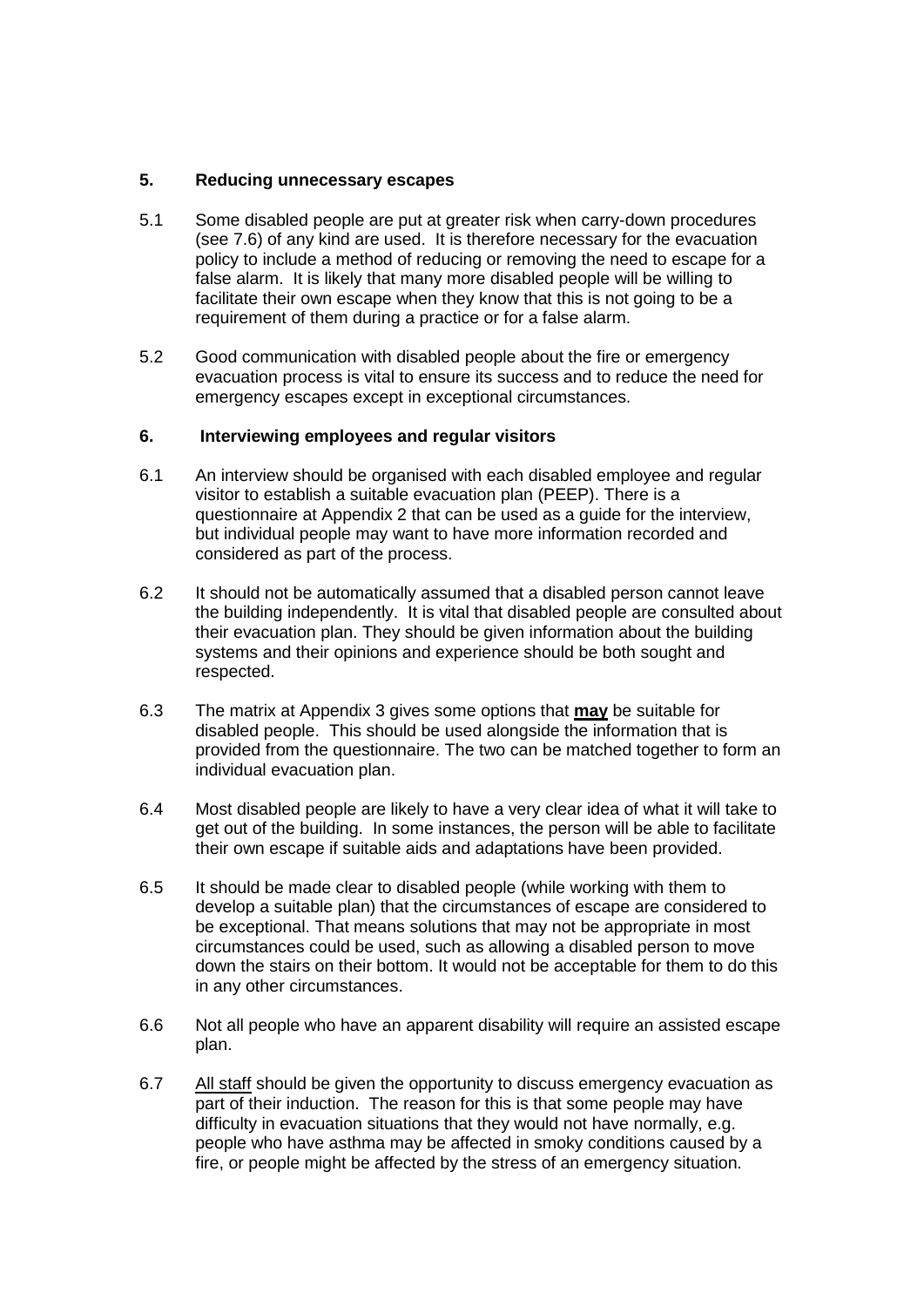## 5. Reducing unnecessary escapes

5.1 Some disabled people are put at greater risk when carry-down procedures (see 7.6) of any kind are used. It is therefore necessary for the evacuation policy to include a method of reducing or removing the need to escape for a false alarm. It is likely that many more disabled people will be willing to facilitate their own escape when they know that this is not going to be a requirement of them during a practice or for a false alarm.

5.2 Good communication with disabled people about the fire or emergency evacuation process is vital to ensure its success and to reduce the need for emergency escapes except in exceptional circumstances.

## 6. Interviewing employees and regular visitors

6.1 An interview should be organised with each disabled employee and regular visitor to establish a suitable evacuation plan (PEEP). There is a questionnaire at Appendix 2 that can be used as a guide for the interview, but individual people may want to have more information recorded and considered as part of the process.

6.2 It should not be automatically assumed that a disabled person cannot leave the building independently. It is vital that disabled people are consulted about their evacuation plan. They should be given information about the building systems and their opinions and experience should be both sought and respected.

6.3 The matrix at Appendix 3 gives some options that <u>**may**</u> be suitable for disabled people. This should be used alongside the information that is provided from the questionnaire. The two can be matched together to form an individual evacuation plan.

6.4 Most disabled people are likely to have a very clear idea of what it will take to get out of the building. In some instances, the person will be able to facilitate their own escape if suitable aids and adaptations have been provided.

6.5 It should be made clear to disabled people (while working with them to develop a suitable plan) that the circumstances of escape are considered to be exceptional. That means solutions that may not be appropriate in most circumstances could be used, such as allowing a disabled person to move down the stairs on their bottom. It would not be acceptable for them to do this in any other circumstances.

6.6 Not all people who have an apparent disability will require an assisted escape plan.

6.7 <u>All staff</u> should be given the opportunity to discuss emergency evacuation as part of their induction. The reason for this is that some people may have difficulty in evacuation situations that they would not have normally, e.g. people who have asthma may be affected in smoky conditions caused by a fire, or people might be affected by the stress of an emergency situation.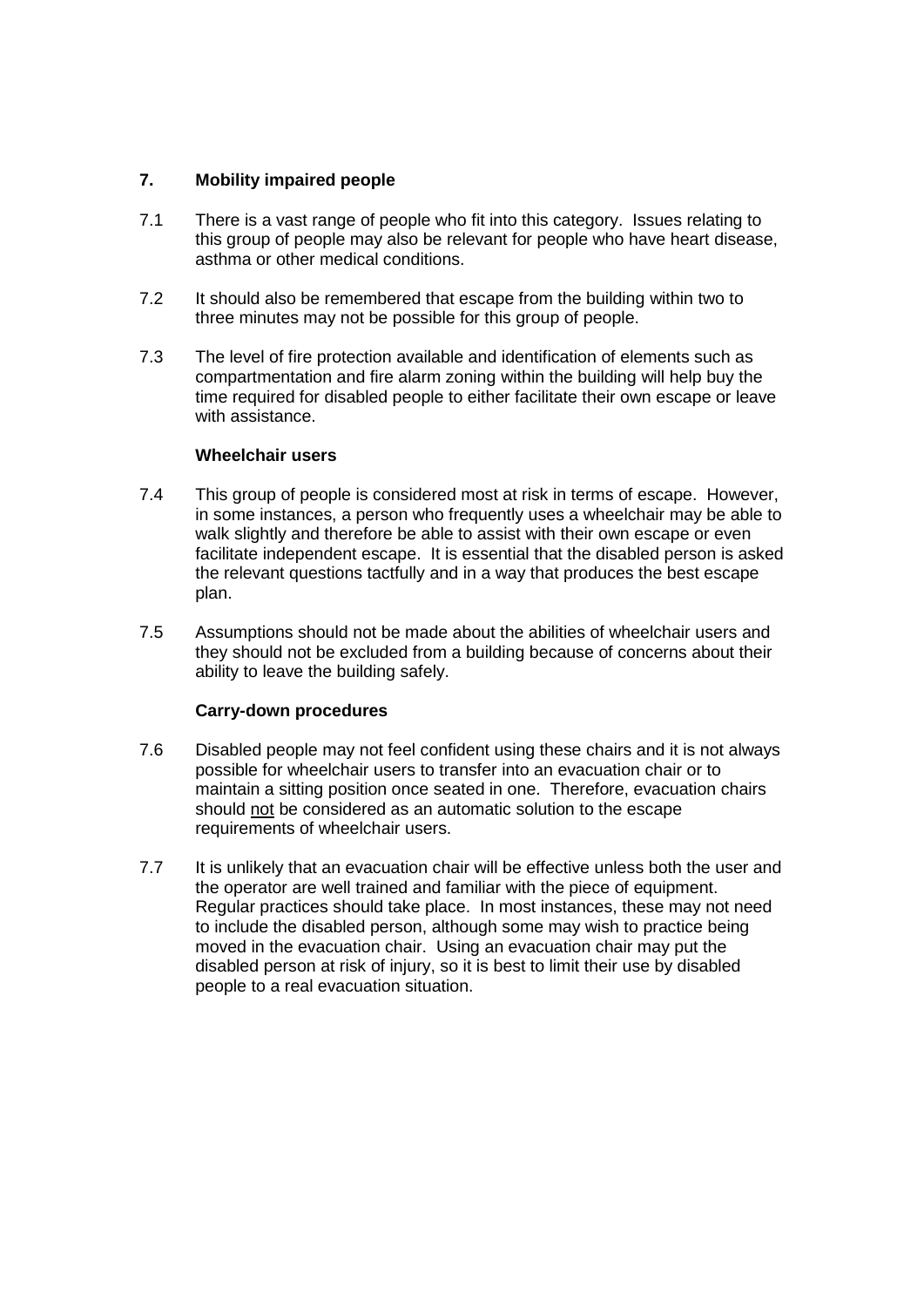## 7. Mobility impaired people

7.1 There is a vast range of people who fit into this category. Issues relating to this group of people may also be relevant for people who have heart disease, asthma or other medical conditions.

7.2 It should also be remembered that escape from the building within two to three minutes may not be possible for this group of people.

7.3 The level of fire protection available and identification of elements such as compartmentation and fire alarm zoning within the building will help buy the time required for disabled people to either facilitate their own escape or leave with assistance.

### Wheelchair users

7.4 This group of people is considered most at risk in terms of escape. However, in some instances, a person who frequently uses a wheelchair may be able to walk slightly and therefore be able to assist with their own escape or even facilitate independent escape. It is essential that the disabled person is asked the relevant questions tactfully and in a way that produces the best escape plan.

7.5 Assumptions should not be made about the abilities of wheelchair users and they should not be excluded from a building because of concerns about their ability to leave the building safely.

### Carry-down procedures

7.6 Disabled people may not feel confident using these chairs and it is not always possible for wheelchair users to transfer into an evacuation chair or to maintain a sitting position once seated in one. Therefore, evacuation chairs should <u>not</u> be considered as an automatic solution to the escape requirements of wheelchair users.

7.7 It is unlikely that an evacuation chair will be effective unless both the user and the operator are well trained and familiar with the piece of equipment. Regular practices should take place. In most instances, these may not need to include the disabled person, although some may wish to practice being moved in the evacuation chair. Using an evacuation chair may put the disabled person at risk of injury, so it is best to limit their use by disabled people to a real evacuation situation.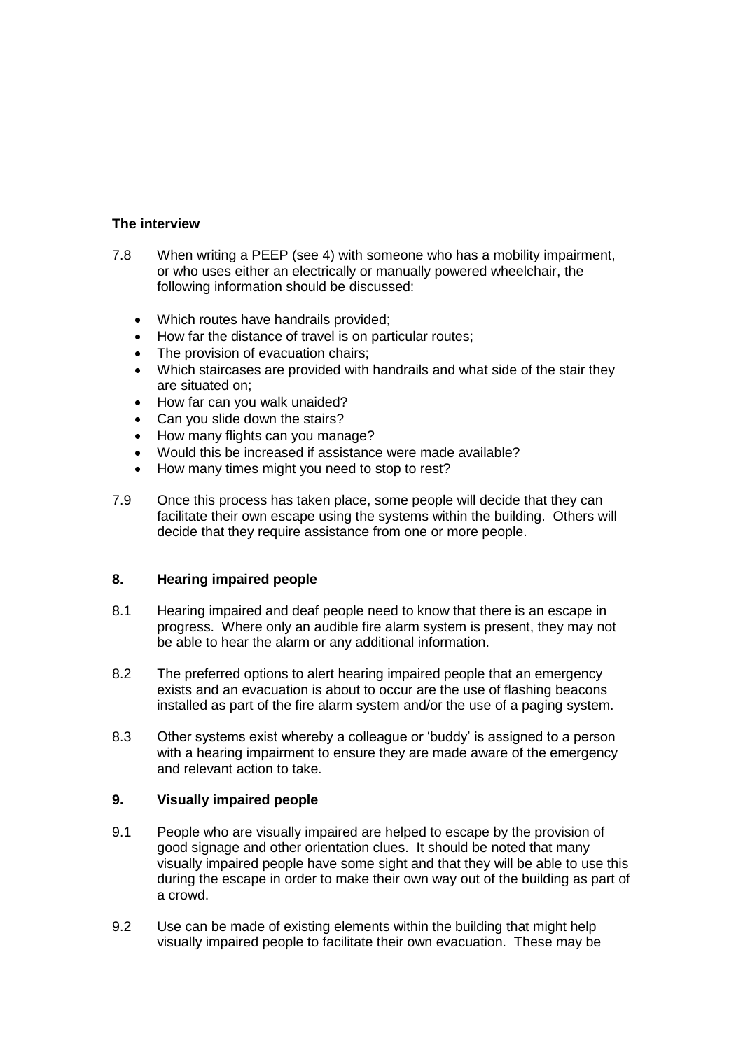**The interview**

7.8 When writing a PEEP (see 4) with someone who has a mobility impairment, or who uses either an electrically or manually powered wheelchair, the following information should be discussed:

- Which routes have handrails provided;
- How far the distance of travel is on particular routes;
- The provision of evacuation chairs;
- Which staircases are provided with handrails and what side of the stair they are situated on;
- How far can you walk unaided?
- Can you slide down the stairs?
- How many flights can you manage?
- Would this be increased if assistance were made available?
- How many times might you need to stop to rest?

7.9 Once this process has taken place, some people will decide that they can facilitate their own escape using the systems within the building. Others will decide that they require assistance from one or more people.

## 8. Hearing impaired people

8.1 Hearing impaired and deaf people need to know that there is an escape in progress. Where only an audible fire alarm system is present, they may not be able to hear the alarm or any additional information.

8.2 The preferred options to alert hearing impaired people that an emergency exists and an evacuation is about to occur are the use of flashing beacons installed as part of the fire alarm system and/or the use of a paging system.

8.3 Other systems exist whereby a colleague or 'buddy' is assigned to a person with a hearing impairment to ensure they are made aware of the emergency and relevant action to take.

## 9. Visually impaired people

9.1 People who are visually impaired are helped to escape by the provision of good signage and other orientation clues. It should be noted that many visually impaired people have some sight and that they will be able to use this during the escape in order to make their own way out of the building as part of a crowd.

9.2 Use can be made of existing elements within the building that might help visually impaired people to facilitate their own evacuation. These may be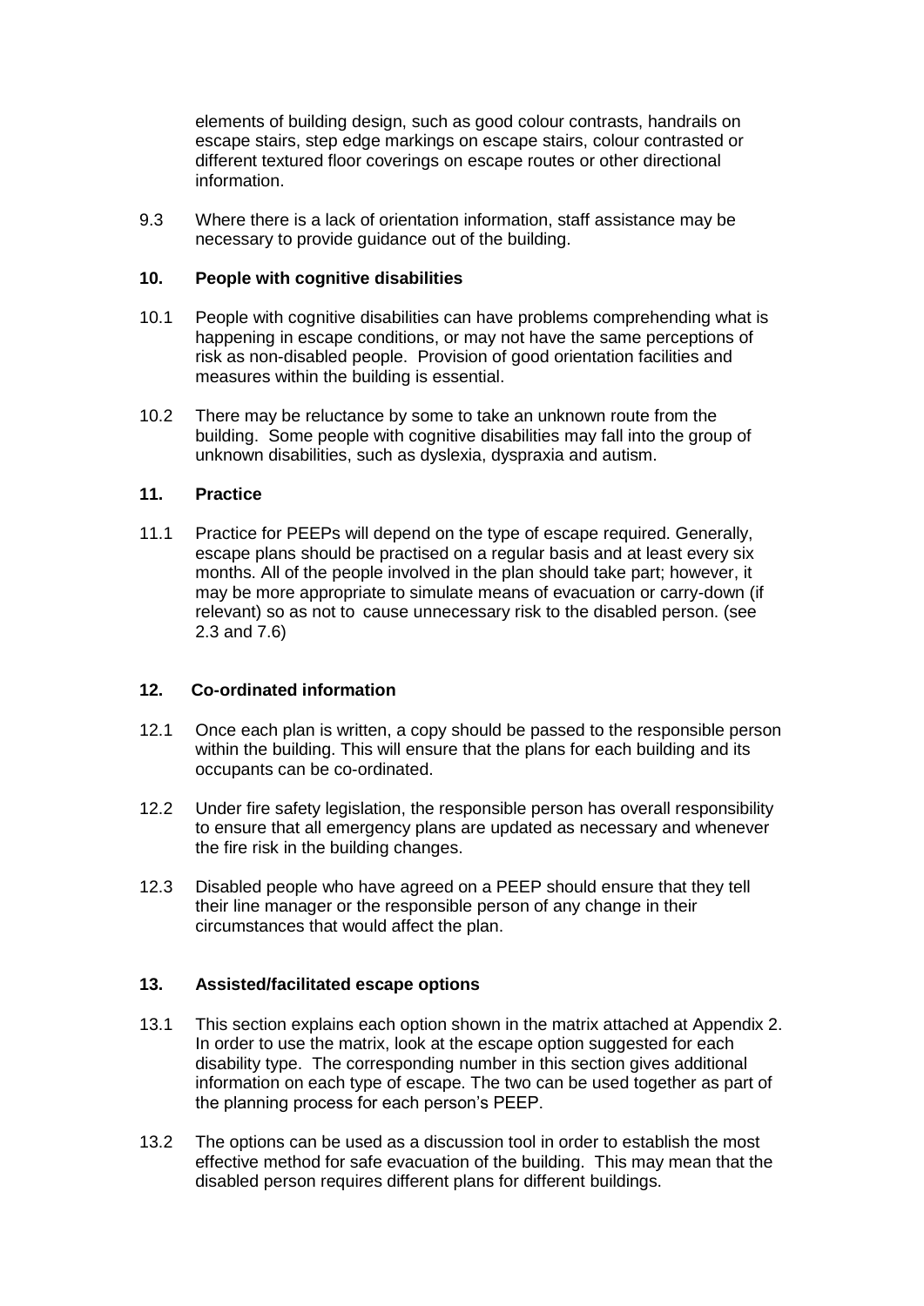elements of building design, such as good colour contrasts, handrails on escape stairs, step edge markings on escape stairs, colour contrasted or different textured floor coverings on escape routes or other directional information.

9.3 Where there is a lack of orientation information, staff assistance may be necessary to provide guidance out of the building.

## 10. People with cognitive disabilities

10.1 People with cognitive disabilities can have problems comprehending what is happening in escape conditions, or may not have the same perceptions of risk as non-disabled people. Provision of good orientation facilities and measures within the building is essential.

10.2 There may be reluctance by some to take an unknown route from the building. Some people with cognitive disabilities may fall into the group of unknown disabilities, such as dyslexia, dyspraxia and autism.

## 11. Practice

11.1 Practice for PEEPs will depend on the type of escape required. Generally, escape plans should be practised on a regular basis and at least every six months. All of the people involved in the plan should take part; however, it may be more appropriate to simulate means of evacuation or carry-down (if relevant) so as not to cause unnecessary risk to the disabled person. (see 2.3 and 7.6)

## 12. Co-ordinated information

12.1 Once each plan is written, a copy should be passed to the responsible person within the building. This will ensure that the plans for each building and its occupants can be co-ordinated.

12.2 Under fire safety legislation, the responsible person has overall responsibility to ensure that all emergency plans are updated as necessary and whenever the fire risk in the building changes.

12.3 Disabled people who have agreed on a PEEP should ensure that they tell their line manager or the responsible person of any change in their circumstances that would affect the plan.

## 13. Assisted/facilitated escape options

13.1 This section explains each option shown in the matrix attached at Appendix 2. In order to use the matrix, look at the escape option suggested for each disability type. The corresponding number in this section gives additional information on each type of escape. The two can be used together as part of the planning process for each person's PEEP.

13.2 The options can be used as a discussion tool in order to establish the most effective method for safe evacuation of the building. This may mean that the disabled person requires different plans for different buildings.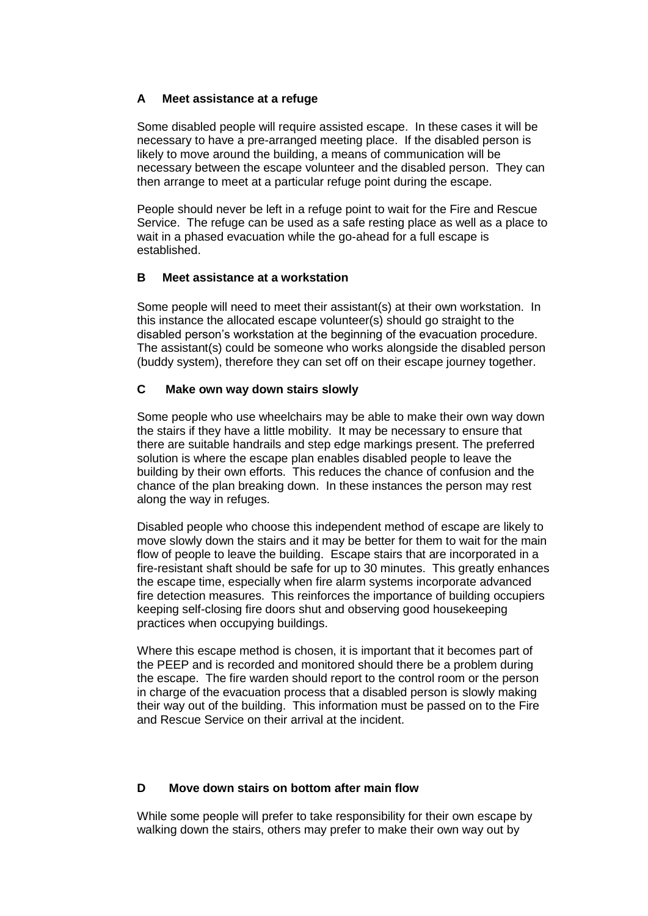### A Meet assistance at a refuge

Some disabled people will require assisted escape. In these cases it will be necessary to have a pre-arranged meeting place. If the disabled person is likely to move around the building, a means of communication will be necessary between the escape volunteer and the disabled person. They can then arrange to meet at a particular refuge point during the escape.

People should never be left in a refuge point to wait for the Fire and Rescue Service. The refuge can be used as a safe resting place as well as a place to wait in a phased evacuation while the go-ahead for a full escape is established.

### B Meet assistance at a workstation

Some people will need to meet their assistant(s) at their own workstation. In this instance the allocated escape volunteer(s) should go straight to the disabled person's workstation at the beginning of the evacuation procedure. The assistant(s) could be someone who works alongside the disabled person (buddy system), therefore they can set off on their escape journey together.

### C Make own way down stairs slowly

Some people who use wheelchairs may be able to make their own way down the stairs if they have a little mobility. It may be necessary to ensure that there are suitable handrails and step edge markings present. The preferred solution is where the escape plan enables disabled people to leave the building by their own efforts. This reduces the chance of confusion and the chance of the plan breaking down. In these instances the person may rest along the way in refuges.

Disabled people who choose this independent method of escape are likely to move slowly down the stairs and it may be better for them to wait for the main flow of people to leave the building. Escape stairs that are incorporated in a fire-resistant shaft should be safe for up to 30 minutes. This greatly enhances the escape time, especially when fire alarm systems incorporate advanced fire detection measures. This reinforces the importance of building occupiers keeping self-closing fire doors shut and observing good housekeeping practices when occupying buildings.

Where this escape method is chosen, it is important that it becomes part of the PEEP and is recorded and monitored should there be a problem during the escape. The fire warden should report to the control room or the person in charge of the evacuation process that a disabled person is slowly making their way out of the building. This information must be passed on to the Fire and Rescue Service on their arrival at the incident.

### D Move down stairs on bottom after main flow

While some people will prefer to take responsibility for their own escape by walking down the stairs, others may prefer to make their own way out by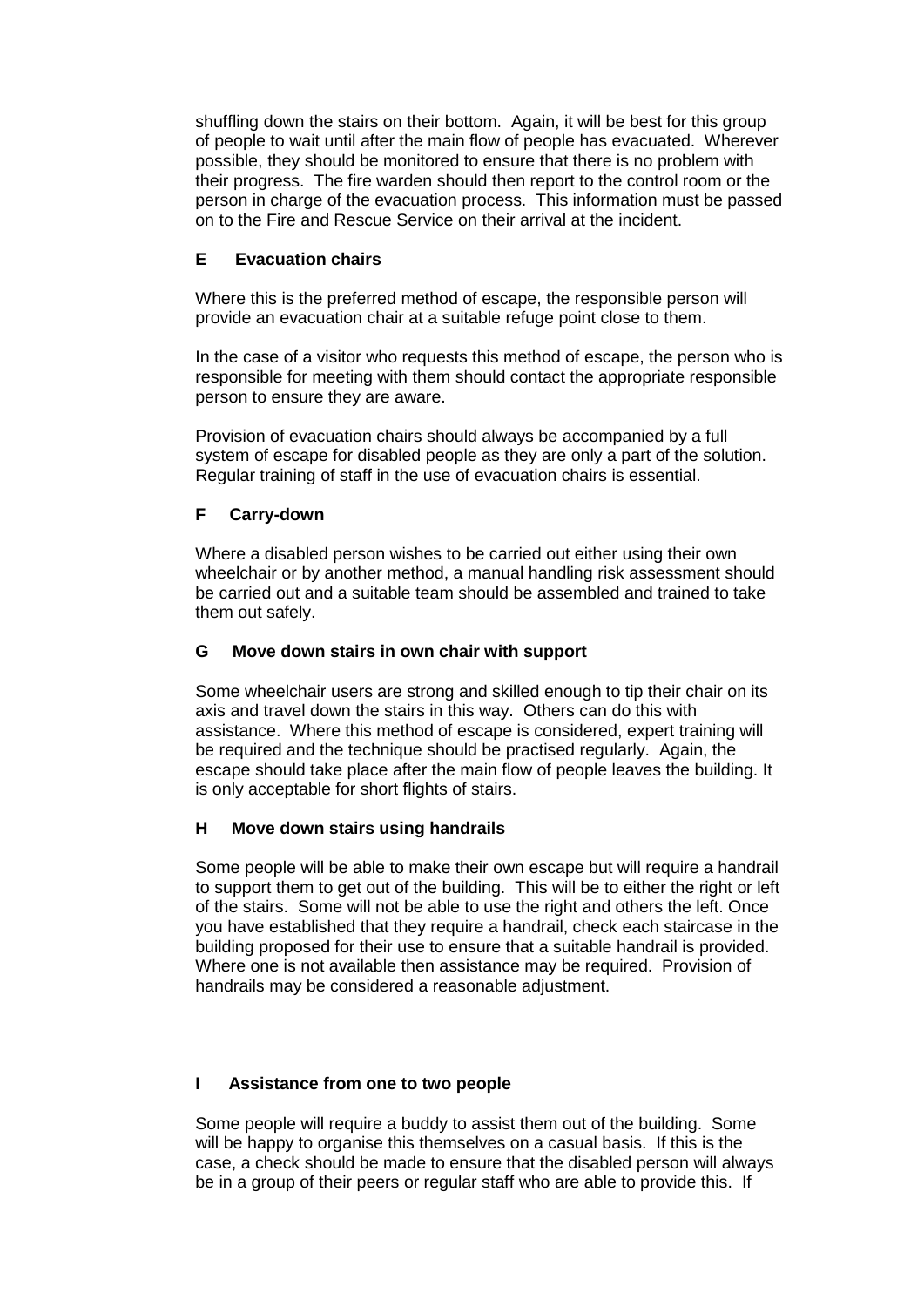shuffling down the stairs on their bottom. Again, it will be best for this group of people to wait until after the main flow of people has evacuated. Wherever possible, they should be monitored to ensure that there is no problem with their progress. The fire warden should then report to the control room or the person in charge of the evacuation process. This information must be passed on to the Fire and Rescue Service on their arrival at the incident.

### E Evacuation chairs

Where this is the preferred method of escape, the responsible person will provide an evacuation chair at a suitable refuge point close to them.

In the case of a visitor who requests this method of escape, the person who is responsible for meeting with them should contact the appropriate responsible person to ensure they are aware.

Provision of evacuation chairs should always be accompanied by a full system of escape for disabled people as they are only a part of the solution. Regular training of staff in the use of evacuation chairs is essential.

### F Carry-down

Where a disabled person wishes to be carried out either using their own wheelchair or by another method, a manual handling risk assessment should be carried out and a suitable team should be assembled and trained to take them out safely.

### G Move down stairs in own chair with support

Some wheelchair users are strong and skilled enough to tip their chair on its axis and travel down the stairs in this way. Others can do this with assistance. Where this method of escape is considered, expert training will be required and the technique should be practised regularly. Again, the escape should take place after the main flow of people leaves the building. It is only acceptable for short flights of stairs.

### H Move down stairs using handrails

Some people will be able to make their own escape but will require a handrail to support them to get out of the building. This will be to either the right or left of the stairs. Some will not be able to use the right and others the left. Once you have established that they require a handrail, check each staircase in the building proposed for their use to ensure that a suitable handrail is provided. Where one is not available then assistance may be required. Provision of handrails may be considered a reasonable adjustment.

### I Assistance from one to two people

Some people will require a buddy to assist them out of the building. Some will be happy to organise this themselves on a casual basis. If this is the case, a check should be made to ensure that the disabled person will always be in a group of their peers or regular staff who are able to provide this. If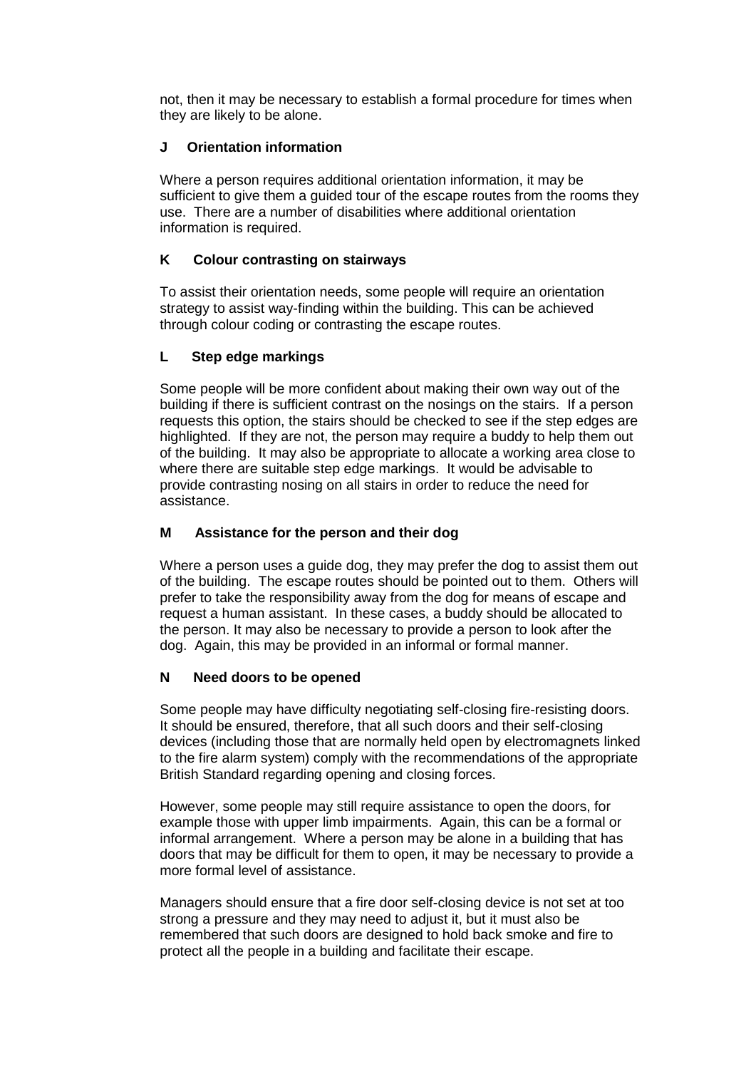not, then it may be necessary to establish a formal procedure for times when they are likely to be alone.

### J Orientation information

Where a person requires additional orientation information, it may be sufficient to give them a guided tour of the escape routes from the rooms they use. There are a number of disabilities where additional orientation information is required.

### K Colour contrasting on stairways

To assist their orientation needs, some people will require an orientation strategy to assist way-finding within the building. This can be achieved through colour coding or contrasting the escape routes.

### L Step edge markings

Some people will be more confident about making their own way out of the building if there is sufficient contrast on the nosings on the stairs. If a person requests this option, the stairs should be checked to see if the step edges are highlighted. If they are not, the person may require a buddy to help them out of the building. It may also be appropriate to allocate a working area close to where there are suitable step edge markings. It would be advisable to provide contrasting nosing on all stairs in order to reduce the need for assistance.

### M Assistance for the person and their dog

Where a person uses a guide dog, they may prefer the dog to assist them out of the building. The escape routes should be pointed out to them. Others will prefer to take the responsibility away from the dog for means of escape and request a human assistant. In these cases, a buddy should be allocated to the person. It may also be necessary to provide a person to look after the dog. Again, this may be provided in an informal or formal manner.

### N Need doors to be opened

Some people may have difficulty negotiating self-closing fire-resisting doors. It should be ensured, therefore, that all such doors and their self-closing devices (including those that are normally held open by electromagnets linked to the fire alarm system) comply with the recommendations of the appropriate British Standard regarding opening and closing forces.

However, some people may still require assistance to open the doors, for example those with upper limb impairments. Again, this can be a formal or informal arrangement. Where a person may be alone in a building that has doors that may be difficult for them to open, it may be necessary to provide a more formal level of assistance.

Managers should ensure that a fire door self-closing device is not set at too strong a pressure and they may need to adjust it, but it must also be remembered that such doors are designed to hold back smoke and fire to protect all the people in a building and facilitate their escape.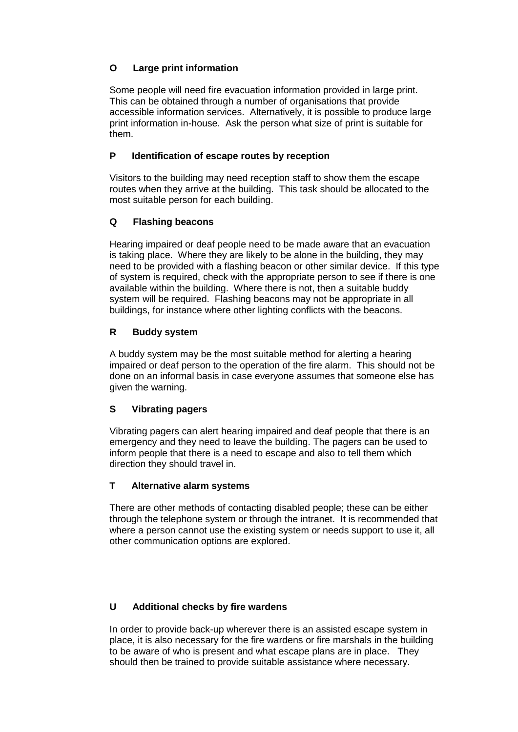### O Large print information

Some people will need fire evacuation information provided in large print. This can be obtained through a number of organisations that provide accessible information services. Alternatively, it is possible to produce large print information in-house. Ask the person what size of print is suitable for them.

### P Identification of escape routes by reception

Visitors to the building may need reception staff to show them the escape routes when they arrive at the building. This task should be allocated to the most suitable person for each building.

### Q Flashing beacons

Hearing impaired or deaf people need to be made aware that an evacuation is taking place. Where they are likely to be alone in the building, they may need to be provided with a flashing beacon or other similar device. If this type of system is required, check with the appropriate person to see if there is one available within the building. Where there is not, then a suitable buddy system will be required. Flashing beacons may not be appropriate in all buildings, for instance where other lighting conflicts with the beacons.

### R Buddy system

A buddy system may be the most suitable method for alerting a hearing impaired or deaf person to the operation of the fire alarm. This should not be done on an informal basis in case everyone assumes that someone else has given the warning.

### S Vibrating pagers

Vibrating pagers can alert hearing impaired and deaf people that there is an emergency and they need to leave the building. The pagers can be used to inform people that there is a need to escape and also to tell them which direction they should travel in.

### T Alternative alarm systems

There are other methods of contacting disabled people; these can be either through the telephone system or through the intranet. It is recommended that where a person cannot use the existing system or needs support to use it, all other communication options are explored.

### U Additional checks by fire wardens

In order to provide back-up wherever there is an assisted escape system in place, it is also necessary for the fire wardens or fire marshals in the building to be aware of who is present and what escape plans are in place. They should then be trained to provide suitable assistance where necessary.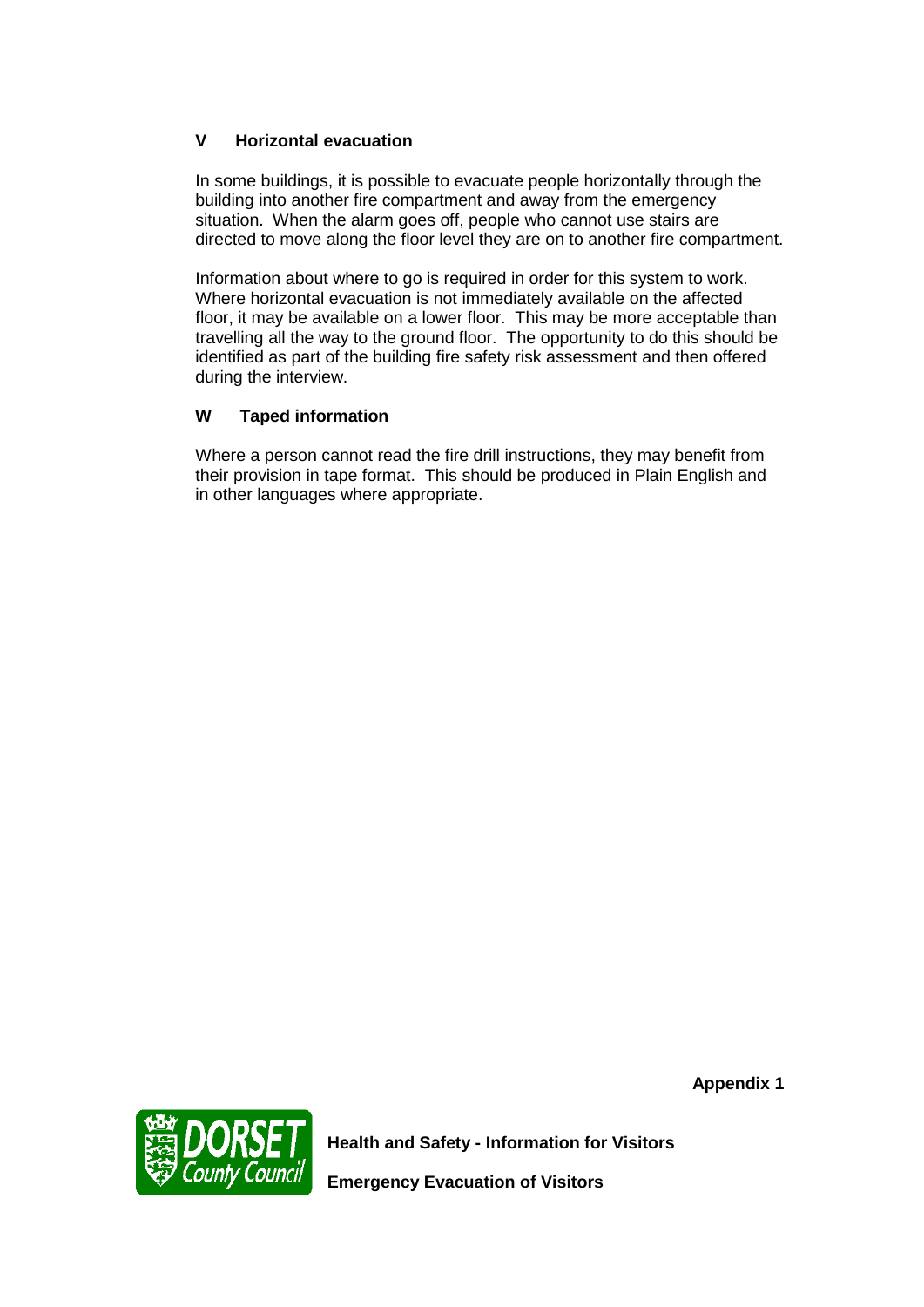### V Horizontal evacuation

In some buildings, it is possible to evacuate people horizontally through the building into another fire compartment and away from the emergency situation. When the alarm goes off, people who cannot use stairs are directed to move along the floor level they are on to another fire compartment.

Information about where to go is required in order for this system to work. Where horizontal evacuation is not immediately available on the affected floor, it may be available on a lower floor. This may be more acceptable than travelling all the way to the ground floor. The opportunity to do this should be identified as part of the building fire safety risk assessment and then offered during the interview.

### W Taped information

Where a person cannot read the fire drill instructions, they may benefit from their provision in tape format. This should be produced in Plain English and in other languages where appropriate.

**Appendix 1**

DORSET County Council

**Health and Safety - Information for Visitors**

**Emergency Evacuation of Visitors**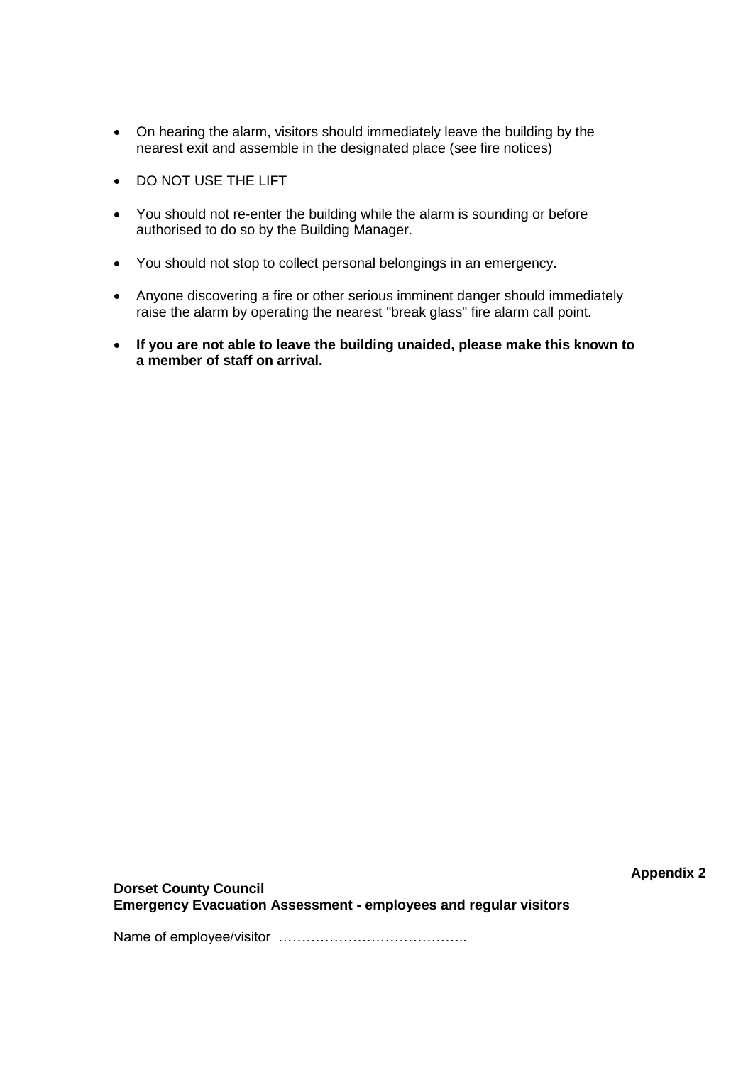- On hearing the alarm, visitors should immediately leave the building by the nearest exit and assemble in the designated place (see fire notices)
- DO NOT USE THE LIFT
- You should not re-enter the building while the alarm is sounding or before authorised to do so by the Building Manager.
- You should not stop to collect personal belongings in an emergency.
- Anyone discovering a fire or other serious imminent danger should immediately raise the alarm by operating the nearest "break glass" fire alarm call point.
- **If you are not able to leave the building unaided, please make this known to a member of staff on arrival.**

**Appendix 2**

**Dorset County Council**
**Emergency Evacuation Assessment - employees and regular visitors**

Name of employee/visitor …………………………………..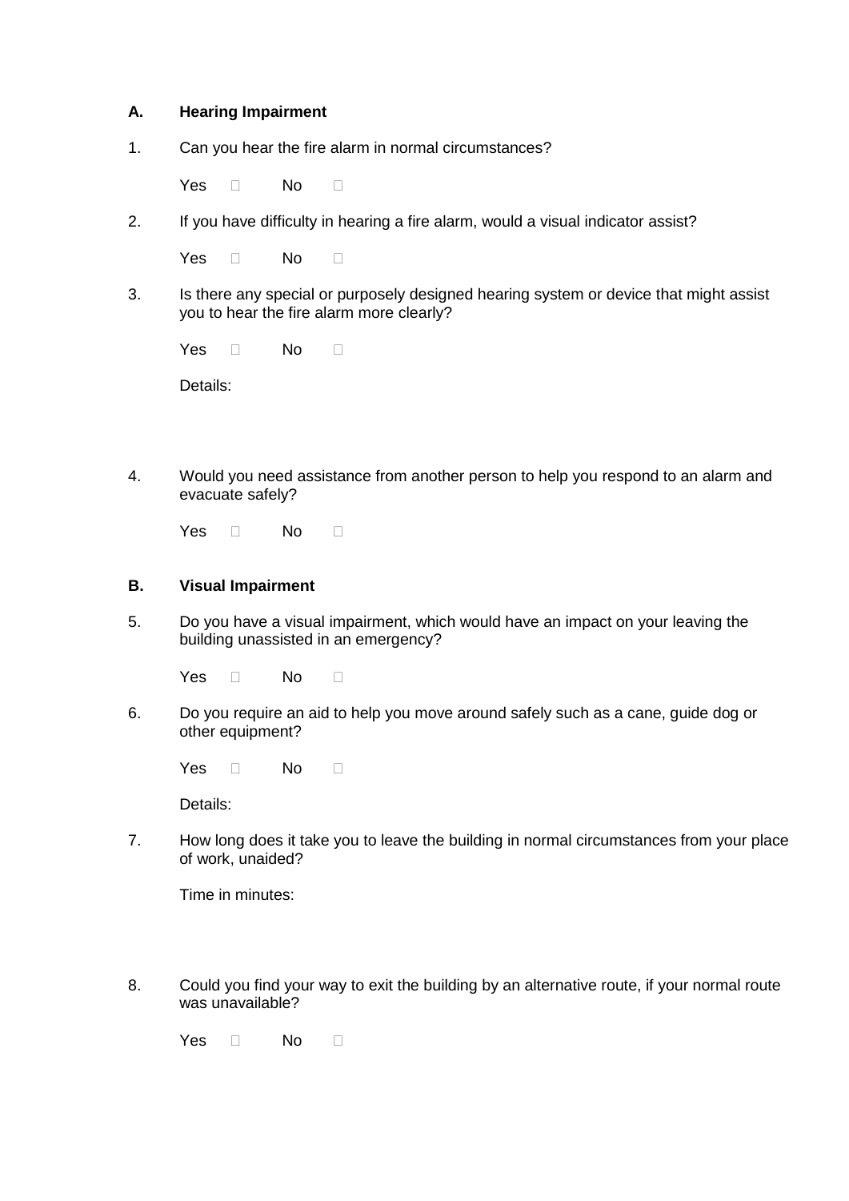**A. Hearing Impairment**

1. Can you hear the fire alarm in normal circumstances?

   Yes ☐ No ☐

2. If you have difficulty in hearing a fire alarm, would a visual indicator assist?

   Yes ☐ No ☐

3. Is there any special or purposely designed hearing system or device that might assist you to hear the fire alarm more clearly?

   Yes ☐ No ☐

   Details:

4. Would you need assistance from another person to help you respond to an alarm and evacuate safely?

   Yes ☐ No ☐

**B. Visual Impairment**

5. Do you have a visual impairment, which would have an impact on your leaving the building unassisted in an emergency?

   Yes ☐ No ☐

6. Do you require an aid to help you move around safely such as a cane, guide dog or other equipment?

   Yes ☐ No ☐

   Details:

7. How long does it take you to leave the building in normal circumstances from your place of work, unaided?

   Time in minutes:

8. Could you find your way to exit the building by an alternative route, if your normal route was unavailable?

   Yes ☐ No ☐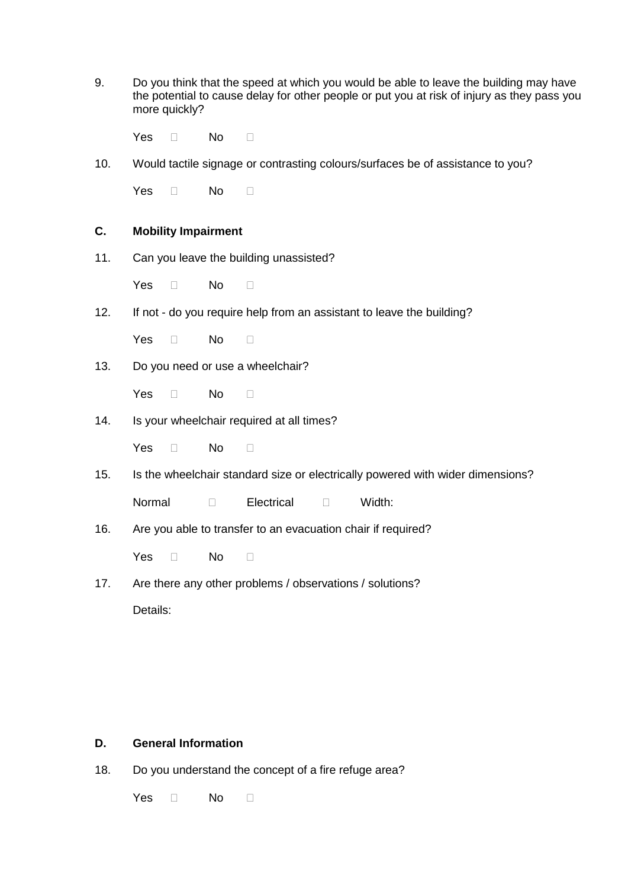9. Do you think that the speed at which you would be able to leave the building may have the potential to cause delay for other people or put you at risk of injury as they pass you more quickly?

   Yes ☐ No ☐

10. Would tactile signage or contrasting colours/surfaces be of assistance to you?

   Yes ☐ No ☐

**C. Mobility Impairment**

11. Can you leave the building unassisted?

   Yes ☐ No ☐

12. If not - do you require help from an assistant to leave the building?

   Yes ☐ No ☐

13. Do you need or use a wheelchair?

   Yes ☐ No ☐

14. Is your wheelchair required at all times?

   Yes ☐ No ☐

15. Is the wheelchair standard size or electrically powered with wider dimensions?

   Normal ☐ Electrical ☐ Width:

16. Are you able to transfer to an evacuation chair if required?

   Yes ☐ No ☐

17. Are there any other problems / observations / solutions?

   Details:

**D. General Information**

18. Do you understand the concept of a fire refuge area?

   Yes ☐ No ☐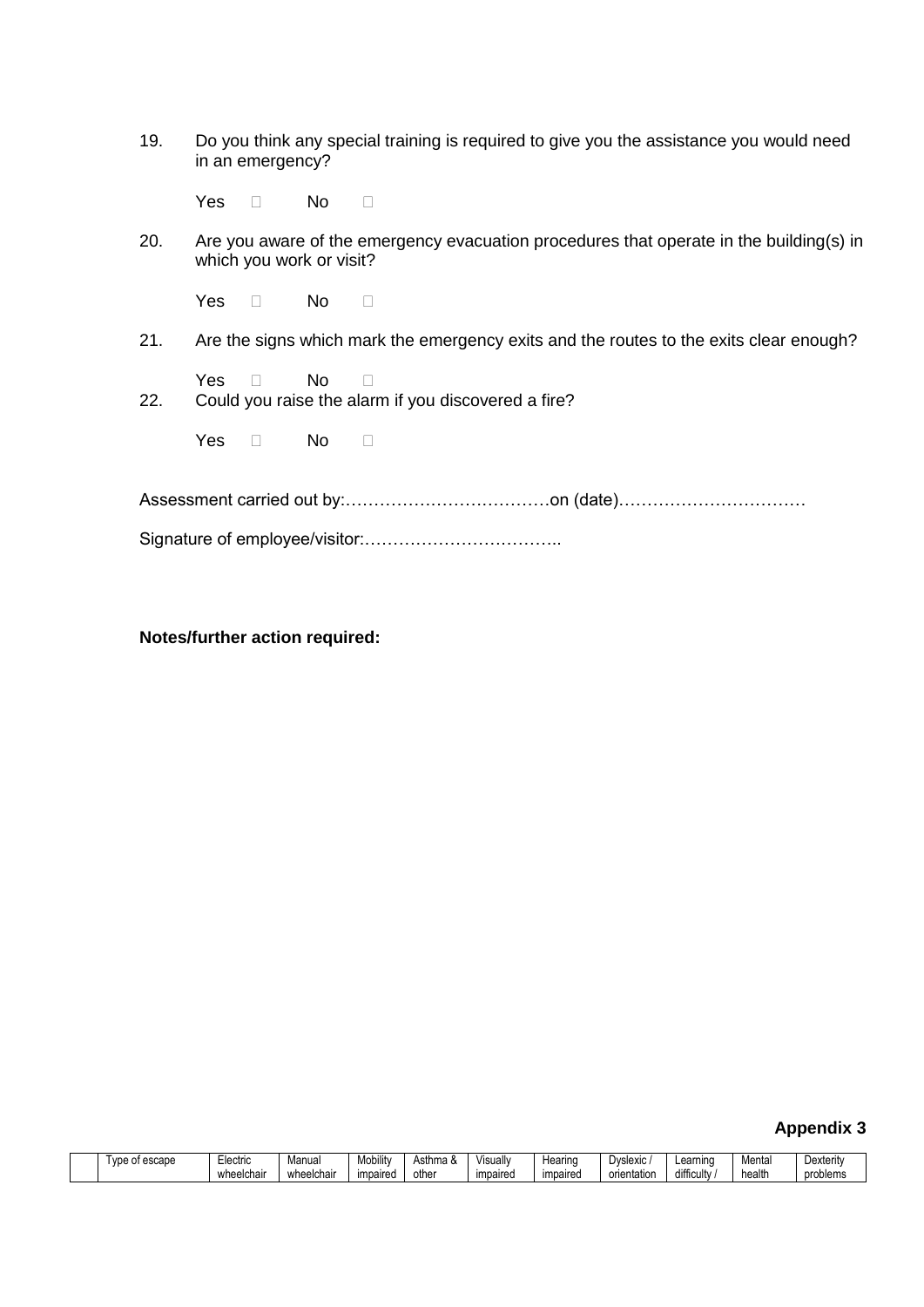19. Do you think any special training is required to give you the assistance you would need in an emergency?

    Yes ☐  No ☐

20. Are you aware of the emergency evacuation procedures that operate in the building(s) in which you work or visit?

    Yes ☐  No ☐

21. Are the signs which mark the emergency exits and the routes to the exits clear enough?

    Yes ☐  No ☐

22. Could you raise the alarm if you discovered a fire?

    Yes ☐  No ☐

Assessment carried out by:………………………………on (date)……………………………

Signature of employee/visitor:……………………………..

**Notes/further action required:**

**Appendix 3**

| | Type of escape | Electric wheelchair | Manual wheelchair | Mobility impaired | Asthma & other | Visually impaired | Hearing impaired | Dyslexic / orientation | Learning difficulty / | Mental health | Dexterity problems |
|---|---|---|---|---|---|---|---|---|---|---|---|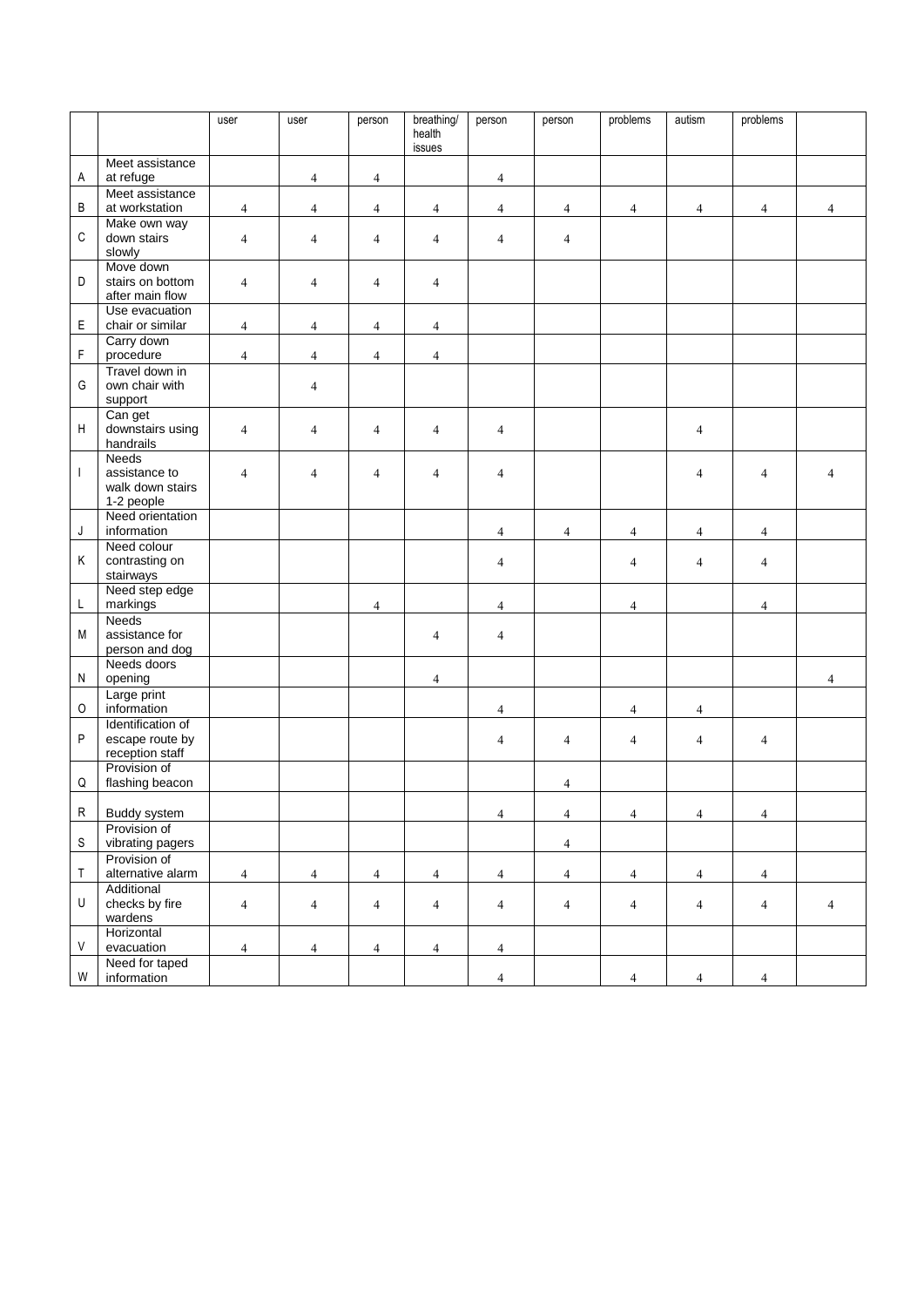| | | user | user | person | breathing/ health issues | person | person | problems | autism | problems | |
|---|---|---|---|---|---|---|---|---|---|---|---|
| A | Meet assistance at refuge | | 4 | 4 | | 4 | | | | | |
| B | Meet assistance at workstation | 4 | 4 | 4 | 4 | 4 | 4 | 4 | 4 | 4 | 4 |
| C | Make own way down stairs slowly | 4 | 4 | 4 | 4 | 4 | 4 | | | | |
| D | Move down stairs on bottom after main flow | 4 | 4 | 4 | 4 | | | | | | |
| E | Use evacuation chair or similar | 4 | 4 | 4 | 4 | | | | | | |
| F | Carry down procedure | 4 | 4 | 4 | 4 | | | | | | |
| G | Travel down in own chair with support | | 4 | | | | | | | | |
| H | Can get downstairs using handrails | 4 | 4 | 4 | 4 | 4 | | | 4 | | |
| I | Needs assistance to walk down stairs 1-2 people | 4 | 4 | 4 | 4 | 4 | | | 4 | 4 | 4 |
| J | Need orientation information | | | | | 4 | 4 | 4 | 4 | 4 | |
| K | Need colour contrasting on stairways | | | | | 4 | | 4 | 4 | 4 | |
| L | Need step edge markings | | | 4 | | 4 | | 4 | | 4 | |
| M | Needs assistance for person and dog | | | | 4 | 4 | | | | | |
| N | Needs doors opening | | | | 4 | | | | | | 4 |
| O | Large print information | | | | | 4 | | 4 | 4 | | |
| P | Identification of escape route by reception staff | | | | | 4 | 4 | 4 | 4 | 4 | |
| Q | Provision of flashing beacon | | | | | | 4 | | | | |
| R | Buddy system | | | | | 4 | 4 | 4 | 4 | 4 | |
| S | Provision of vibrating pagers | | | | | | 4 | | | | |
| T | Provision of alternative alarm | 4 | 4 | 4 | 4 | 4 | 4 | 4 | 4 | 4 | |
| U | Additional checks by fire wardens | 4 | 4 | 4 | 4 | 4 | 4 | 4 | 4 | 4 | 4 |
| V | Horizontal evacuation | 4 | 4 | 4 | 4 | 4 | | | | | |
| W | Need for taped information | | | | | 4 | | 4 | 4 | 4 | |